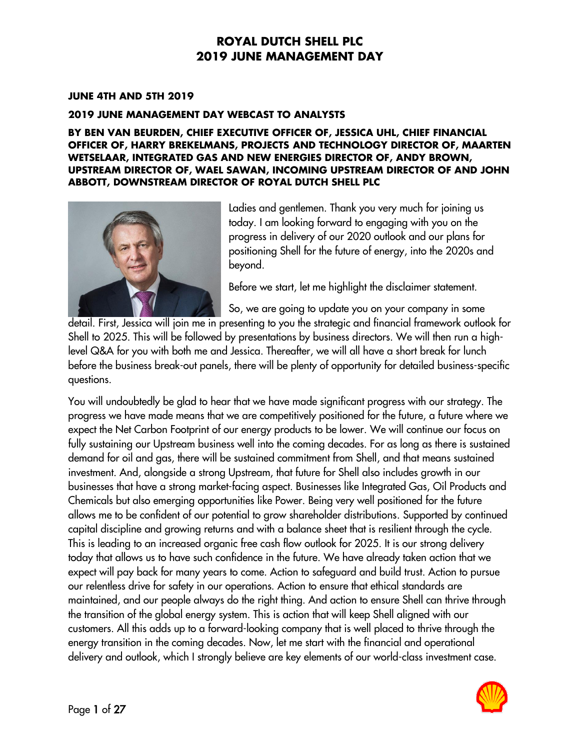# ROYAL DUTCH SHELL PLC
# 2019 JUNE MANAGEMENT DAY

**JUNE 4TH AND 5TH 2019**

**2019 JUNE MANAGEMENT DAY WEBCAST TO ANALYSTS**

**BY BEN VAN BEURDEN, CHIEF EXECUTIVE OFFICER OF, JESSICA UHL, CHIEF FINANCIAL OFFICER OF, HARRY BREKELMANS, PROJECTS AND TECHNOLOGY DIRECTOR OF, MAARTEN WETSELAAR, INTEGRATED GAS AND NEW ENERGIES DIRECTOR OF, ANDY BROWN, UPSTREAM DIRECTOR OF, WAEL SAWAN, INCOMING UPSTREAM DIRECTOR OF AND JOHN ABBOTT, DOWNSTREAM DIRECTOR OF ROYAL DUTCH SHELL PLC**

Ladies and gentlemen. Thank you very much for joining us today. I am looking forward to engaging with you on the progress in delivery of our 2020 outlook and our plans for positioning Shell for the future of energy, into the 2020s and beyond.

Before we start, let me highlight the disclaimer statement.

So, we are going to update you on your company in some detail. First, Jessica will join me in presenting to you the strategic and financial framework outlook for Shell to 2025. This will be followed by presentations by business directors. We will then run a high-level Q&A for you with both me and Jessica. Thereafter, we will all have a short break for lunch before the business break-out panels, there will be plenty of opportunity for detailed business-specific questions.

You will undoubtedly be glad to hear that we have made significant progress with our strategy. The progress we have made means that we are competitively positioned for the future, a future where we expect the Net Carbon Footprint of our energy products to be lower. We will continue our focus on fully sustaining our Upstream business well into the coming decades. For as long as there is sustained demand for oil and gas, there will be sustained commitment from Shell, and that means sustained investment. And, alongside a strong Upstream, that future for Shell also includes growth in our businesses that have a strong market-facing aspect. Businesses like Integrated Gas, Oil Products and Chemicals but also emerging opportunities like Power. Being very well positioned for the future allows me to be confident of our potential to grow shareholder distributions. Supported by continued capital discipline and growing returns and with a balance sheet that is resilient through the cycle. This is leading to an increased organic free cash flow outlook for 2025. It is our strong delivery today that allows us to have such confidence in the future. We have already taken action that we expect will pay back for many years to come. Action to safeguard and build trust. Action to pursue our relentless drive for safety in our operations. Action to ensure that ethical standards are maintained, and our people always do the right thing. And action to ensure Shell can thrive through the transition of the global energy system. This is action that will keep Shell aligned with our customers. All this adds up to a forward-looking company that is well placed to thrive through the energy transition in the coming decades. Now, let me start with the financial and operational delivery and outlook, which I strongly believe are key elements of our world-class investment case.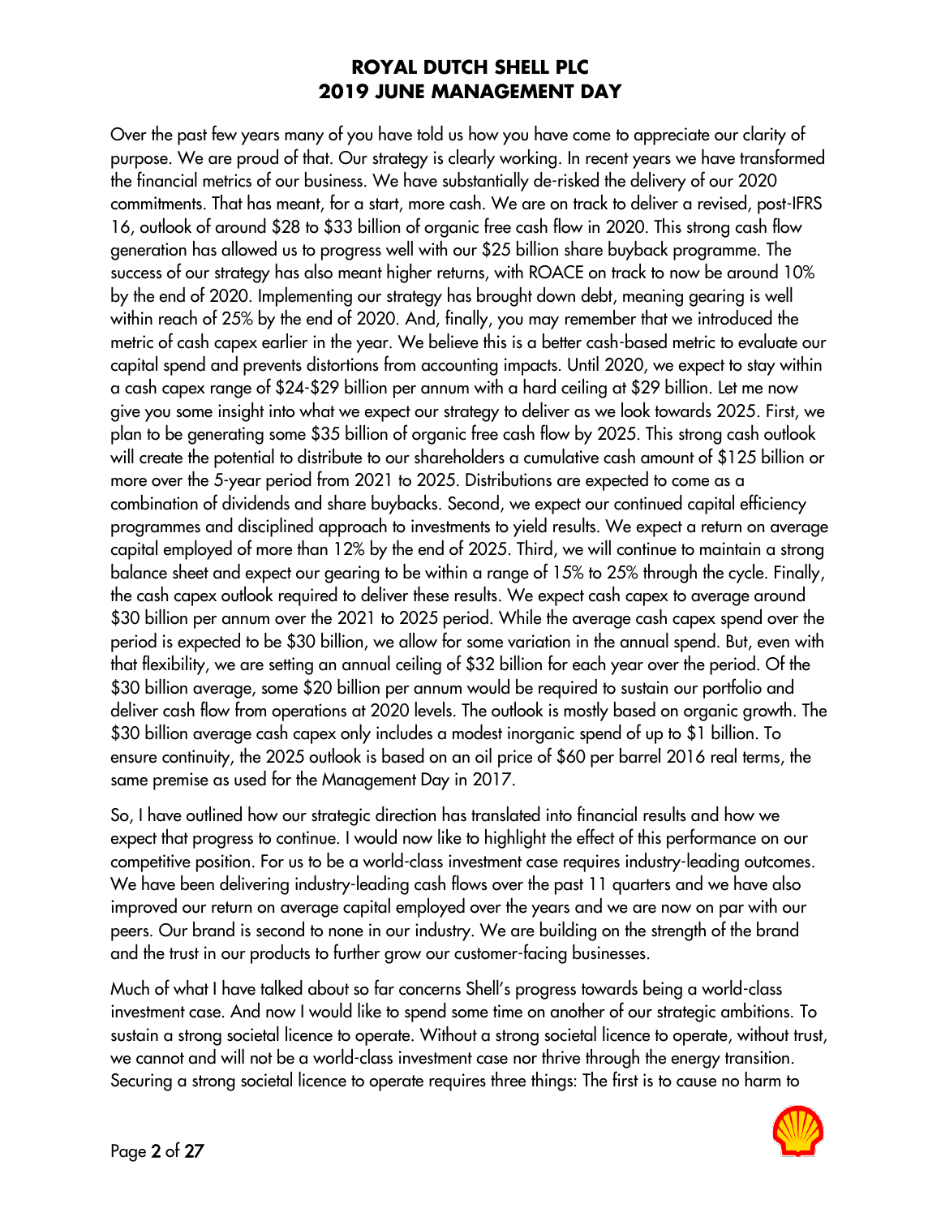Over the past few years many of you have told us how you have come to appreciate our clarity of purpose. We are proud of that. Our strategy is clearly working. In recent years we have transformed the financial metrics of our business. We have substantially de-risked the delivery of our 2020 commitments. That has meant, for a start, more cash. We are on track to deliver a revised, post-IFRS 16, outlook of around $28 to $33 billion of organic free cash flow in 2020. This strong cash flow generation has allowed us to progress well with our $25 billion share buyback programme. The success of our strategy has also meant higher returns, with ROACE on track to now be around 10% by the end of 2020. Implementing our strategy has brought down debt, meaning gearing is well within reach of 25% by the end of 2020. And, finally, you may remember that we introduced the metric of cash capex earlier in the year. We believe this is a better cash-based metric to evaluate our capital spend and prevents distortions from accounting impacts. Until 2020, we expect to stay within a cash capex range of $24-$29 billion per annum with a hard ceiling at $29 billion. Let me now give you some insight into what we expect our strategy to deliver as we look towards 2025. First, we plan to be generating some $35 billion of organic free cash flow by 2025. This strong cash outlook will create the potential to distribute to our shareholders a cumulative cash amount of $125 billion or more over the 5-year period from 2021 to 2025. Distributions are expected to come as a combination of dividends and share buybacks. Second, we expect our continued capital efficiency programmes and disciplined approach to investments to yield results. We expect a return on average capital employed of more than 12% by the end of 2025. Third, we will continue to maintain a strong balance sheet and expect our gearing to be within a range of 15% to 25% through the cycle. Finally, the cash capex outlook required to deliver these results. We expect cash capex to average around $30 billion per annum over the 2021 to 2025 period. While the average cash capex spend over the period is expected to be $30 billion, we allow for some variation in the annual spend. But, even with that flexibility, we are setting an annual ceiling of $32 billion for each year over the period. Of the $30 billion average, some $20 billion per annum would be required to sustain our portfolio and deliver cash flow from operations at 2020 levels. The outlook is mostly based on organic growth. The $30 billion average cash capex only includes a modest inorganic spend of up to $1 billion. To ensure continuity, the 2025 outlook is based on an oil price of $60 per barrel 2016 real terms, the same premise as used for the Management Day in 2017.

So, I have outlined how our strategic direction has translated into financial results and how we expect that progress to continue. I would now like to highlight the effect of this performance on our competitive position. For us to be a world-class investment case requires industry-leading outcomes. We have been delivering industry-leading cash flows over the past 11 quarters and we have also improved our return on average capital employed over the years and we are now on par with our peers. Our brand is second to none in our industry. We are building on the strength of the brand and the trust in our products to further grow our customer-facing businesses.

Much of what I have talked about so far concerns Shell's progress towards being a world-class investment case. And now I would like to spend some time on another of our strategic ambitions. To sustain a strong societal licence to operate. Without a strong societal licence to operate, without trust, we cannot and will not be a world-class investment case nor thrive through the energy transition. Securing a strong societal licence to operate requires three things: The first is to cause no harm to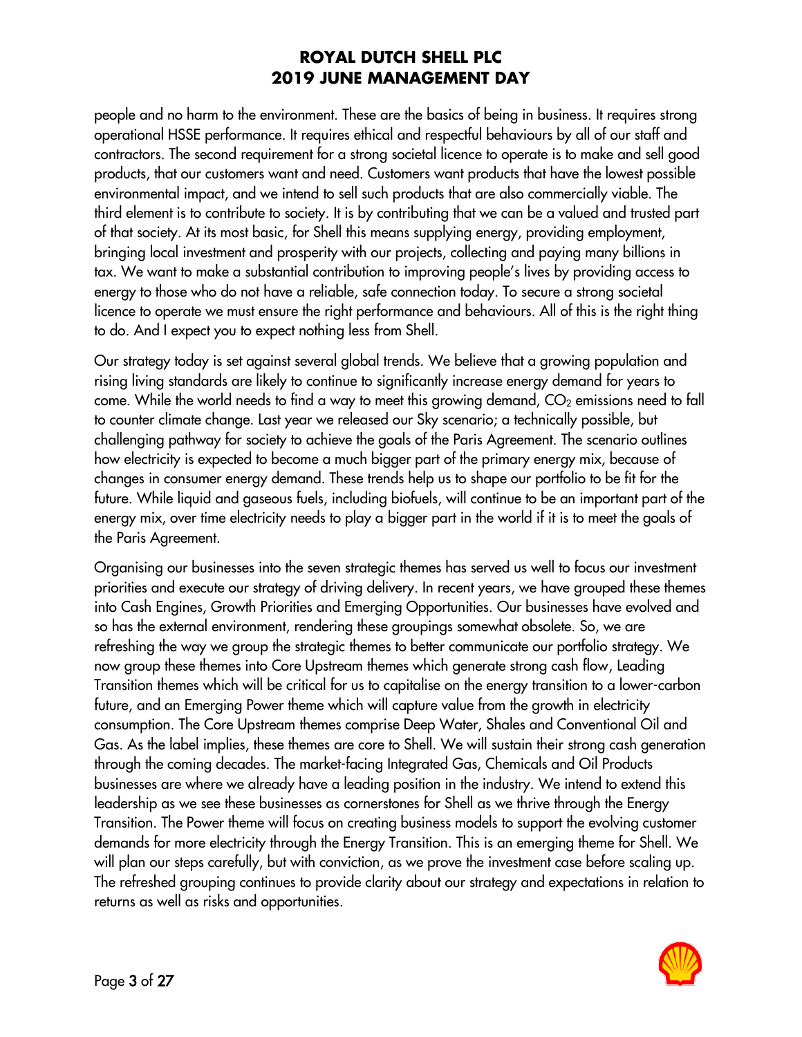people and no harm to the environment. These are the basics of being in business. It requires strong operational HSSE performance. It requires ethical and respectful behaviours by all of our staff and contractors. The second requirement for a strong societal licence to operate is to make and sell good products, that our customers want and need. Customers want products that have the lowest possible environmental impact, and we intend to sell such products that are also commercially viable. The third element is to contribute to society. It is by contributing that we can be a valued and trusted part of that society. At its most basic, for Shell this means supplying energy, providing employment, bringing local investment and prosperity with our projects, collecting and paying many billions in tax. We want to make a substantial contribution to improving people's lives by providing access to energy to those who do not have a reliable, safe connection today. To secure a strong societal licence to operate we must ensure the right performance and behaviours. All of this is the right thing to do. And I expect you to expect nothing less from Shell.

Our strategy today is set against several global trends. We believe that a growing population and rising living standards are likely to continue to significantly increase energy demand for years to come. While the world needs to find a way to meet this growing demand, $CO_2$ emissions need to fall to counter climate change. Last year we released our Sky scenario; a technically possible, but challenging pathway for society to achieve the goals of the Paris Agreement. The scenario outlines how electricity is expected to become a much bigger part of the primary energy mix, because of changes in consumer energy demand. These trends help us to shape our portfolio to be fit for the future. While liquid and gaseous fuels, including biofuels, will continue to be an important part of the energy mix, over time electricity needs to play a bigger part in the world if it is to meet the goals of the Paris Agreement.

Organising our businesses into the seven strategic themes has served us well to focus our investment priorities and execute our strategy of driving delivery. In recent years, we have grouped these themes into Cash Engines, Growth Priorities and Emerging Opportunities. Our businesses have evolved and so has the external environment, rendering these groupings somewhat obsolete. So, we are refreshing the way we group the strategic themes to better communicate our portfolio strategy. We now group these themes into Core Upstream themes which generate strong cash flow, Leading Transition themes which will be critical for us to capitalise on the energy transition to a lower-carbon future, and an Emerging Power theme which will capture value from the growth in electricity consumption. The Core Upstream themes comprise Deep Water, Shales and Conventional Oil and Gas. As the label implies, these themes are core to Shell. We will sustain their strong cash generation through the coming decades. The market-facing Integrated Gas, Chemicals and Oil Products businesses are where we already have a leading position in the industry. We intend to extend this leadership as we see these businesses as cornerstones for Shell as we thrive through the Energy Transition. The Power theme will focus on creating business models to support the evolving customer demands for more electricity through the Energy Transition. This is an emerging theme for Shell. We will plan our steps carefully, but with conviction, as we prove the investment case before scaling up. The refreshed grouping continues to provide clarity about our strategy and expectations in relation to returns as well as risks and opportunities.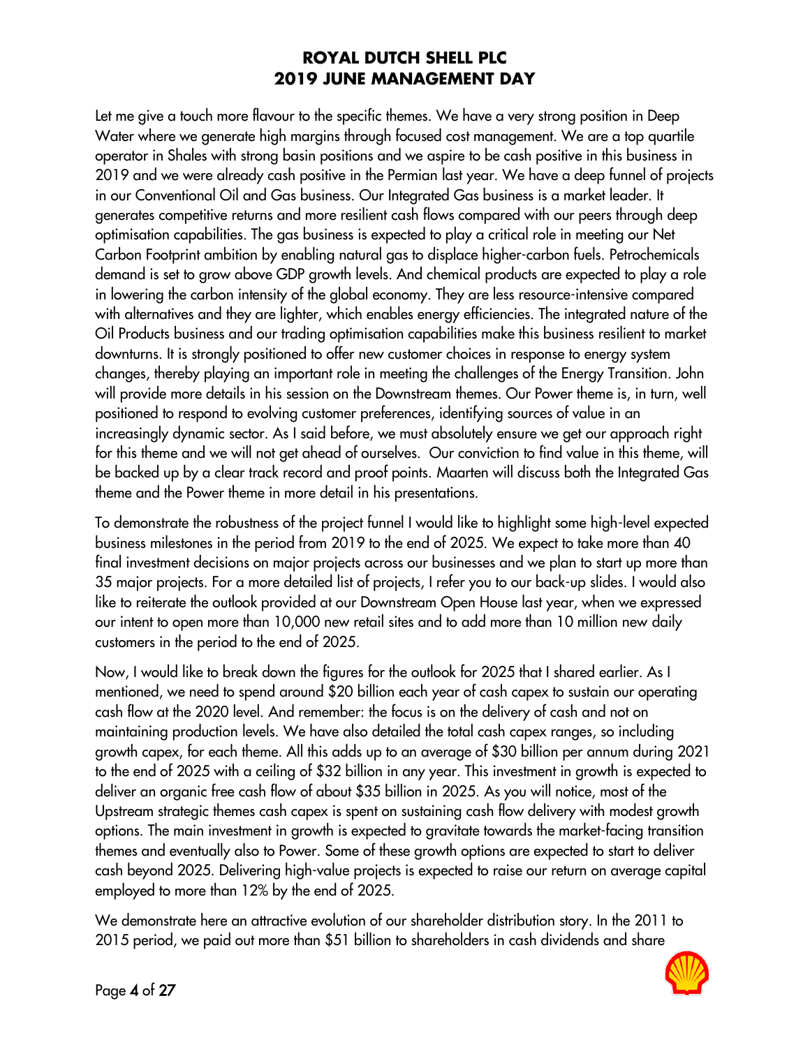Let me give a touch more flavour to the specific themes. We have a very strong position in Deep Water where we generate high margins through focused cost management. We are a top quartile operator in Shales with strong basin positions and we aspire to be cash positive in this business in 2019 and we were already cash positive in the Permian last year. We have a deep funnel of projects in our Conventional Oil and Gas business. Our Integrated Gas business is a market leader. It generates competitive returns and more resilient cash flows compared with our peers through deep optimisation capabilities. The gas business is expected to play a critical role in meeting our Net Carbon Footprint ambition by enabling natural gas to displace higher-carbon fuels. Petrochemicals demand is set to grow above GDP growth levels. And chemical products are expected to play a role in lowering the carbon intensity of the global economy. They are less resource-intensive compared with alternatives and they are lighter, which enables energy efficiencies. The integrated nature of the Oil Products business and our trading optimisation capabilities make this business resilient to market downturns. It is strongly positioned to offer new customer choices in response to energy system changes, thereby playing an important role in meeting the challenges of the Energy Transition. John will provide more details in his session on the Downstream themes. Our Power theme is, in turn, well positioned to respond to evolving customer preferences, identifying sources of value in an increasingly dynamic sector. As I said before, we must absolutely ensure we get our approach right for this theme and we will not get ahead of ourselves. Our conviction to find value in this theme, will be backed up by a clear track record and proof points. Maarten will discuss both the Integrated Gas theme and the Power theme in more detail in his presentations.

To demonstrate the robustness of the project funnel I would like to highlight some high-level expected business milestones in the period from 2019 to the end of 2025. We expect to take more than 40 final investment decisions on major projects across our businesses and we plan to start up more than 35 major projects. For a more detailed list of projects, I refer you to our back-up slides. I would also like to reiterate the outlook provided at our Downstream Open House last year, when we expressed our intent to open more than 10,000 new retail sites and to add more than 10 million new daily customers in the period to the end of 2025.

Now, I would like to break down the figures for the outlook for 2025 that I shared earlier. As I mentioned, we need to spend around $20 billion each year of cash capex to sustain our operating cash flow at the 2020 level. And remember: the focus is on the delivery of cash and not on maintaining production levels. We have also detailed the total cash capex ranges, so including growth capex, for each theme. All this adds up to an average of $30 billion per annum during 2021 to the end of 2025 with a ceiling of $32 billion in any year. This investment in growth is expected to deliver an organic free cash flow of about $35 billion in 2025. As you will notice, most of the Upstream strategic themes cash capex is spent on sustaining cash flow delivery with modest growth options. The main investment in growth is expected to gravitate towards the market-facing transition themes and eventually also to Power. Some of these growth options are expected to start to deliver cash beyond 2025. Delivering high-value projects is expected to raise our return on average capital employed to more than 12% by the end of 2025.

We demonstrate here an attractive evolution of our shareholder distribution story. In the 2011 to 2015 period, we paid out more than $51 billion to shareholders in cash dividends and share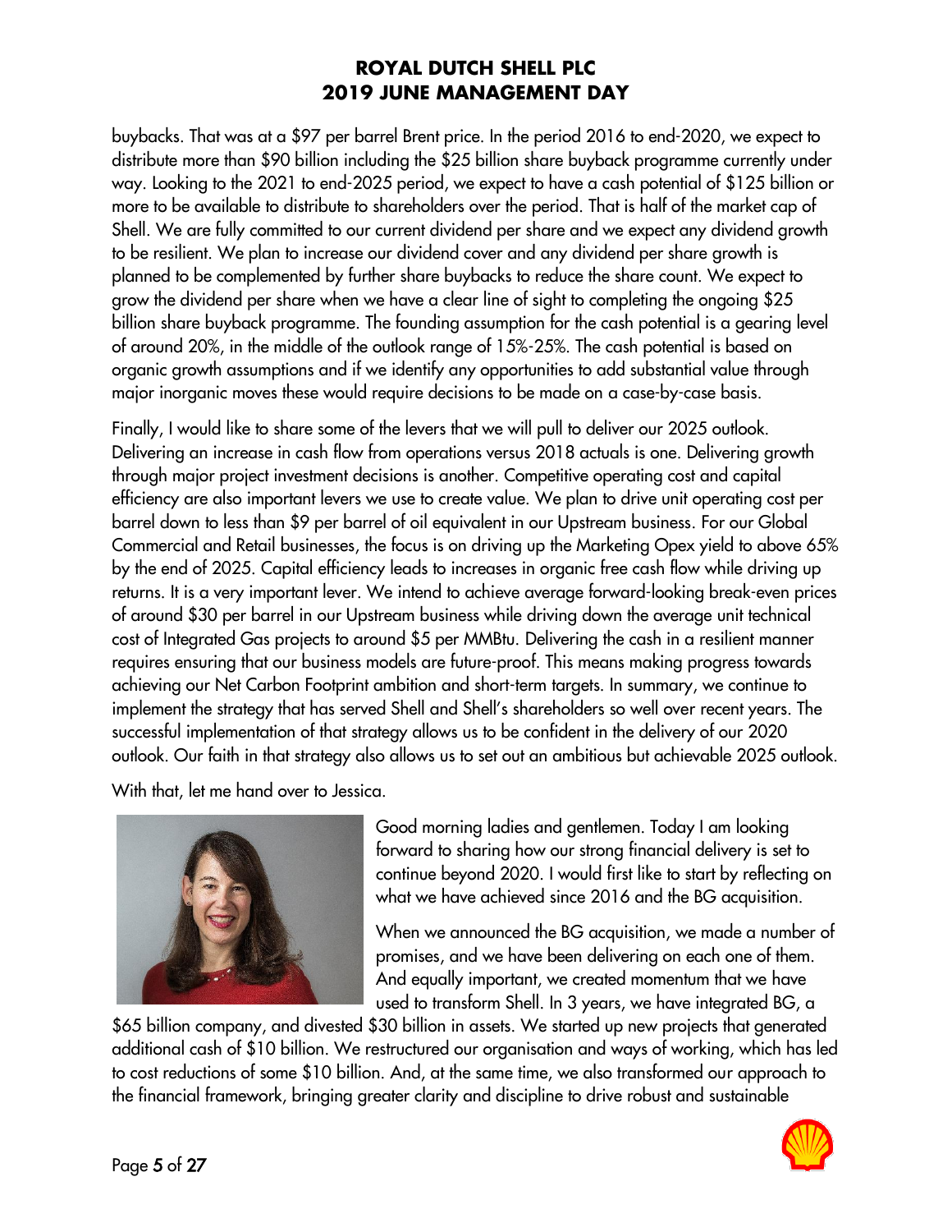buybacks. That was at a $97 per barrel Brent price. In the period 2016 to end-2020, we expect to distribute more than $90 billion including the $25 billion share buyback programme currently under way. Looking to the 2021 to end-2025 period, we expect to have a cash potential of $125 billion or more to be available to distribute to shareholders over the period. That is half of the market cap of Shell. We are fully committed to our current dividend per share and we expect any dividend growth to be resilient. We plan to increase our dividend cover and any dividend per share growth is planned to be complemented by further share buybacks to reduce the share count. We expect to grow the dividend per share when we have a clear line of sight to completing the ongoing $25 billion share buyback programme. The founding assumption for the cash potential is a gearing level of around 20%, in the middle of the outlook range of 15%-25%. The cash potential is based on organic growth assumptions and if we identify any opportunities to add substantial value through major inorganic moves these would require decisions to be made on a case-by-case basis.

Finally, I would like to share some of the levers that we will pull to deliver our 2025 outlook. Delivering an increase in cash flow from operations versus 2018 actuals is one. Delivering growth through major project investment decisions is another. Competitive operating cost and capital efficiency are also important levers we use to create value. We plan to drive unit operating cost per barrel down to less than $9 per barrel of oil equivalent in our Upstream business. For our Global Commercial and Retail businesses, the focus is on driving up the Marketing Opex yield to above 65% by the end of 2025. Capital efficiency leads to increases in organic free cash flow while driving up returns. It is a very important lever. We intend to achieve average forward-looking break-even prices of around $30 per barrel in our Upstream business while driving down the average unit technical cost of Integrated Gas projects to around $5 per MMBtu. Delivering the cash in a resilient manner requires ensuring that our business models are future-proof. This means making progress towards achieving our Net Carbon Footprint ambition and short-term targets. In summary, we continue to implement the strategy that has served Shell and Shell's shareholders so well over recent years. The successful implementation of that strategy allows us to be confident in the delivery of our 2020 outlook. Our faith in that strategy also allows us to set out an ambitious but achievable 2025 outlook.

With that, let me hand over to Jessica.

Good morning ladies and gentlemen. Today I am looking forward to sharing how our strong financial delivery is set to continue beyond 2020. I would first like to start by reflecting on what we have achieved since 2016 and the BG acquisition.

When we announced the BG acquisition, we made a number of promises, and we have been delivering on each one of them. And equally important, we created momentum that we have used to transform Shell. In 3 years, we have integrated BG, a $65 billion company, and divested $30 billion in assets. We started up new projects that generated additional cash of $10 billion. We restructured our organisation and ways of working, which has led to cost reductions of some $10 billion. And, at the same time, we also transformed our approach to the financial framework, bringing greater clarity and discipline to drive robust and sustainable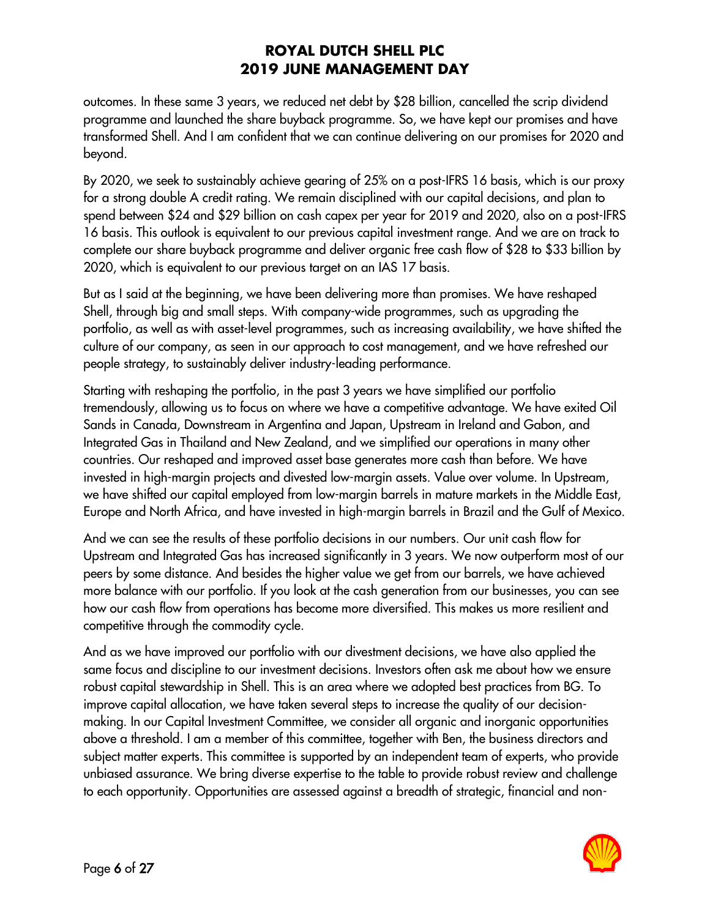outcomes. In these same 3 years, we reduced net debt by $28 billion, cancelled the scrip dividend programme and launched the share buyback programme. So, we have kept our promises and have transformed Shell. And I am confident that we can continue delivering on our promises for 2020 and beyond.

By 2020, we seek to sustainably achieve gearing of 25% on a post-IFRS 16 basis, which is our proxy for a strong double A credit rating. We remain disciplined with our capital decisions, and plan to spend between $24 and $29 billion on cash capex per year for 2019 and 2020, also on a post-IFRS 16 basis. This outlook is equivalent to our previous capital investment range. And we are on track to complete our share buyback programme and deliver organic free cash flow of $28 to $33 billion by 2020, which is equivalent to our previous target on an IAS 17 basis.

But as I said at the beginning, we have been delivering more than promises. We have reshaped Shell, through big and small steps. With company-wide programmes, such as upgrading the portfolio, as well as with asset-level programmes, such as increasing availability, we have shifted the culture of our company, as seen in our approach to cost management, and we have refreshed our people strategy, to sustainably deliver industry-leading performance.

Starting with reshaping the portfolio, in the past 3 years we have simplified our portfolio tremendously, allowing us to focus on where we have a competitive advantage. We have exited Oil Sands in Canada, Downstream in Argentina and Japan, Upstream in Ireland and Gabon, and Integrated Gas in Thailand and New Zealand, and we simplified our operations in many other countries. Our reshaped and improved asset base generates more cash than before. We have invested in high-margin projects and divested low-margin assets. Value over volume. In Upstream, we have shifted our capital employed from low-margin barrels in mature markets in the Middle East, Europe and North Africa, and have invested in high-margin barrels in Brazil and the Gulf of Mexico.

And we can see the results of these portfolio decisions in our numbers. Our unit cash flow for Upstream and Integrated Gas has increased significantly in 3 years. We now outperform most of our peers by some distance. And besides the higher value we get from our barrels, we have achieved more balance with our portfolio. If you look at the cash generation from our businesses, you can see how our cash flow from operations has become more diversified. This makes us more resilient and competitive through the commodity cycle.

And as we have improved our portfolio with our divestment decisions, we have also applied the same focus and discipline to our investment decisions. Investors often ask me about how we ensure robust capital stewardship in Shell. This is an area where we adopted best practices from BG. To improve capital allocation, we have taken several steps to increase the quality of our decision-making. In our Capital Investment Committee, we consider all organic and inorganic opportunities above a threshold. I am a member of this committee, together with Ben, the business directors and subject matter experts. This committee is supported by an independent team of experts, who provide unbiased assurance. We bring diverse expertise to the table to provide robust review and challenge to each opportunity. Opportunities are assessed against a breadth of strategic, financial and non-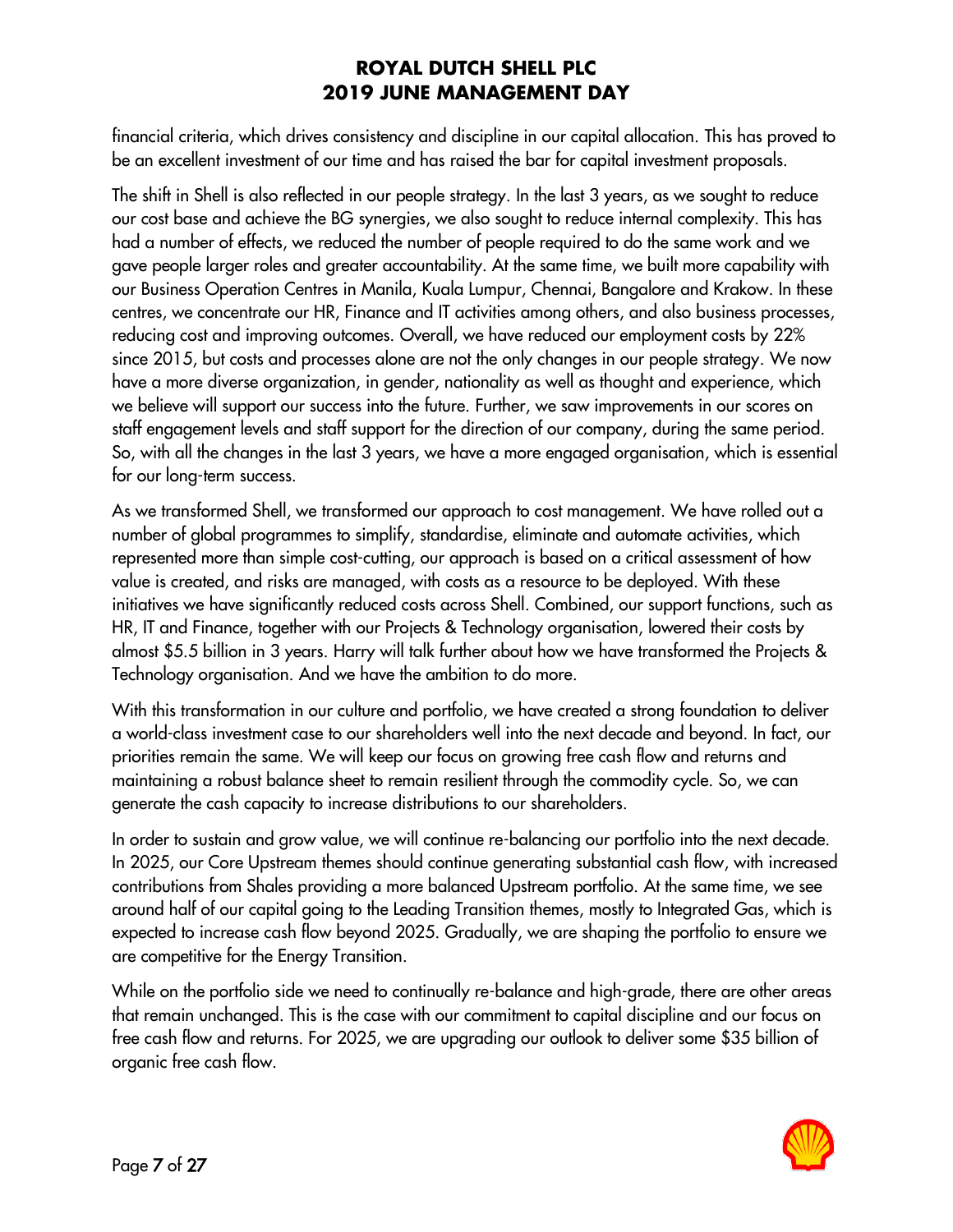financial criteria, which drives consistency and discipline in our capital allocation. This has proved to be an excellent investment of our time and has raised the bar for capital investment proposals.

The shift in Shell is also reflected in our people strategy. In the last 3 years, as we sought to reduce our cost base and achieve the BG synergies, we also sought to reduce internal complexity. This has had a number of effects, we reduced the number of people required to do the same work and we gave people larger roles and greater accountability. At the same time, we built more capability with our Business Operation Centres in Manila, Kuala Lumpur, Chennai, Bangalore and Krakow. In these centres, we concentrate our HR, Finance and IT activities among others, and also business processes, reducing cost and improving outcomes. Overall, we have reduced our employment costs by 22% since 2015, but costs and processes alone are not the only changes in our people strategy. We now have a more diverse organization, in gender, nationality as well as thought and experience, which we believe will support our success into the future. Further, we saw improvements in our scores on staff engagement levels and staff support for the direction of our company, during the same period. So, with all the changes in the last 3 years, we have a more engaged organisation, which is essential for our long-term success.

As we transformed Shell, we transformed our approach to cost management. We have rolled out a number of global programmes to simplify, standardise, eliminate and automate activities, which represented more than simple cost-cutting, our approach is based on a critical assessment of how value is created, and risks are managed, with costs as a resource to be deployed. With these initiatives we have significantly reduced costs across Shell. Combined, our support functions, such as HR, IT and Finance, together with our Projects & Technology organisation, lowered their costs by almost $5.5 billion in 3 years. Harry will talk further about how we have transformed the Projects & Technology organisation. And we have the ambition to do more.

With this transformation in our culture and portfolio, we have created a strong foundation to deliver a world-class investment case to our shareholders well into the next decade and beyond. In fact, our priorities remain the same. We will keep our focus on growing free cash flow and returns and maintaining a robust balance sheet to remain resilient through the commodity cycle. So, we can generate the cash capacity to increase distributions to our shareholders.

In order to sustain and grow value, we will continue re-balancing our portfolio into the next decade. In 2025, our Core Upstream themes should continue generating substantial cash flow, with increased contributions from Shales providing a more balanced Upstream portfolio. At the same time, we see around half of our capital going to the Leading Transition themes, mostly to Integrated Gas, which is expected to increase cash flow beyond 2025. Gradually, we are shaping the portfolio to ensure we are competitive for the Energy Transition.

While on the portfolio side we need to continually re-balance and high-grade, there are other areas that remain unchanged. This is the case with our commitment to capital discipline and our focus on free cash flow and returns. For 2025, we are upgrading our outlook to deliver some $35 billion of organic free cash flow.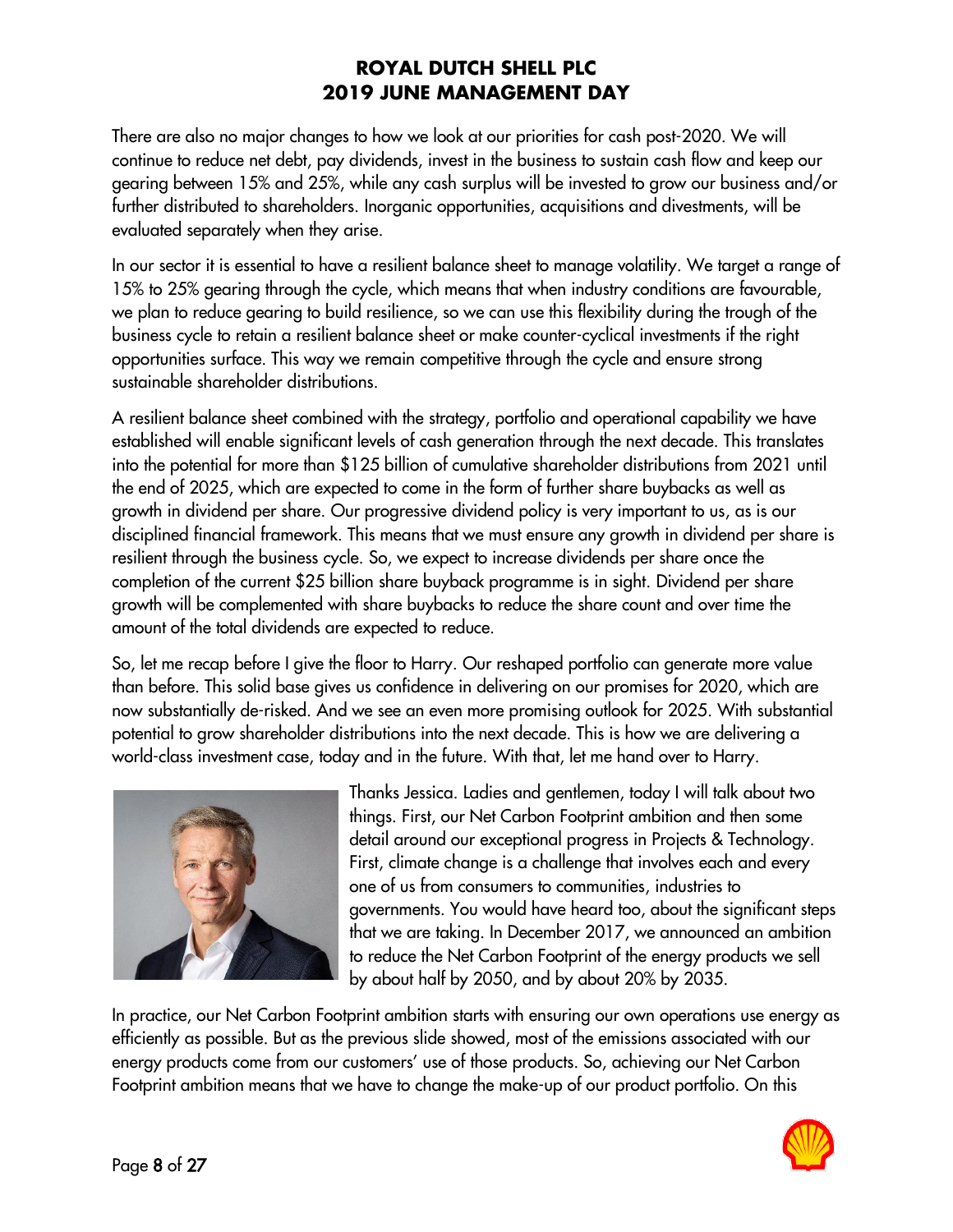There are also no major changes to how we look at our priorities for cash post-2020. We will continue to reduce net debt, pay dividends, invest in the business to sustain cash flow and keep our gearing between 15% and 25%, while any cash surplus will be invested to grow our business and/or further distributed to shareholders. Inorganic opportunities, acquisitions and divestments, will be evaluated separately when they arise.

In our sector it is essential to have a resilient balance sheet to manage volatility. We target a range of 15% to 25% gearing through the cycle, which means that when industry conditions are favourable, we plan to reduce gearing to build resilience, so we can use this flexibility during the trough of the business cycle to retain a resilient balance sheet or make counter-cyclical investments if the right opportunities surface. This way we remain competitive through the cycle and ensure strong sustainable shareholder distributions.

A resilient balance sheet combined with the strategy, portfolio and operational capability we have established will enable significant levels of cash generation through the next decade. This translates into the potential for more than $125 billion of cumulative shareholder distributions from 2021 until the end of 2025, which are expected to come in the form of further share buybacks as well as growth in dividend per share. Our progressive dividend policy is very important to us, as is our disciplined financial framework. This means that we must ensure any growth in dividend per share is resilient through the business cycle. So, we expect to increase dividends per share once the completion of the current $25 billion share buyback programme is in sight. Dividend per share growth will be complemented with share buybacks to reduce the share count and over time the amount of the total dividends are expected to reduce.

So, let me recap before I give the floor to Harry. Our reshaped portfolio can generate more value than before. This solid base gives us confidence in delivering on our promises for 2020, which are now substantially de-risked. And we see an even more promising outlook for 2025. With substantial potential to grow shareholder distributions into the next decade. This is how we are delivering a world-class investment case, today and in the future. With that, let me hand over to Harry.

Thanks Jessica. Ladies and gentlemen, today I will talk about two things. First, our Net Carbon Footprint ambition and then some detail around our exceptional progress in Projects & Technology. First, climate change is a challenge that involves each and every one of us from consumers to communities, industries to governments. You would have heard too, about the significant steps that we are taking. In December 2017, we announced an ambition to reduce the Net Carbon Footprint of the energy products we sell by about half by 2050, and by about 20% by 2035.

In practice, our Net Carbon Footprint ambition starts with ensuring our own operations use energy as efficiently as possible. But as the previous slide showed, most of the emissions associated with our energy products come from our customers' use of those products. So, achieving our Net Carbon Footprint ambition means that we have to change the make-up of our product portfolio. On this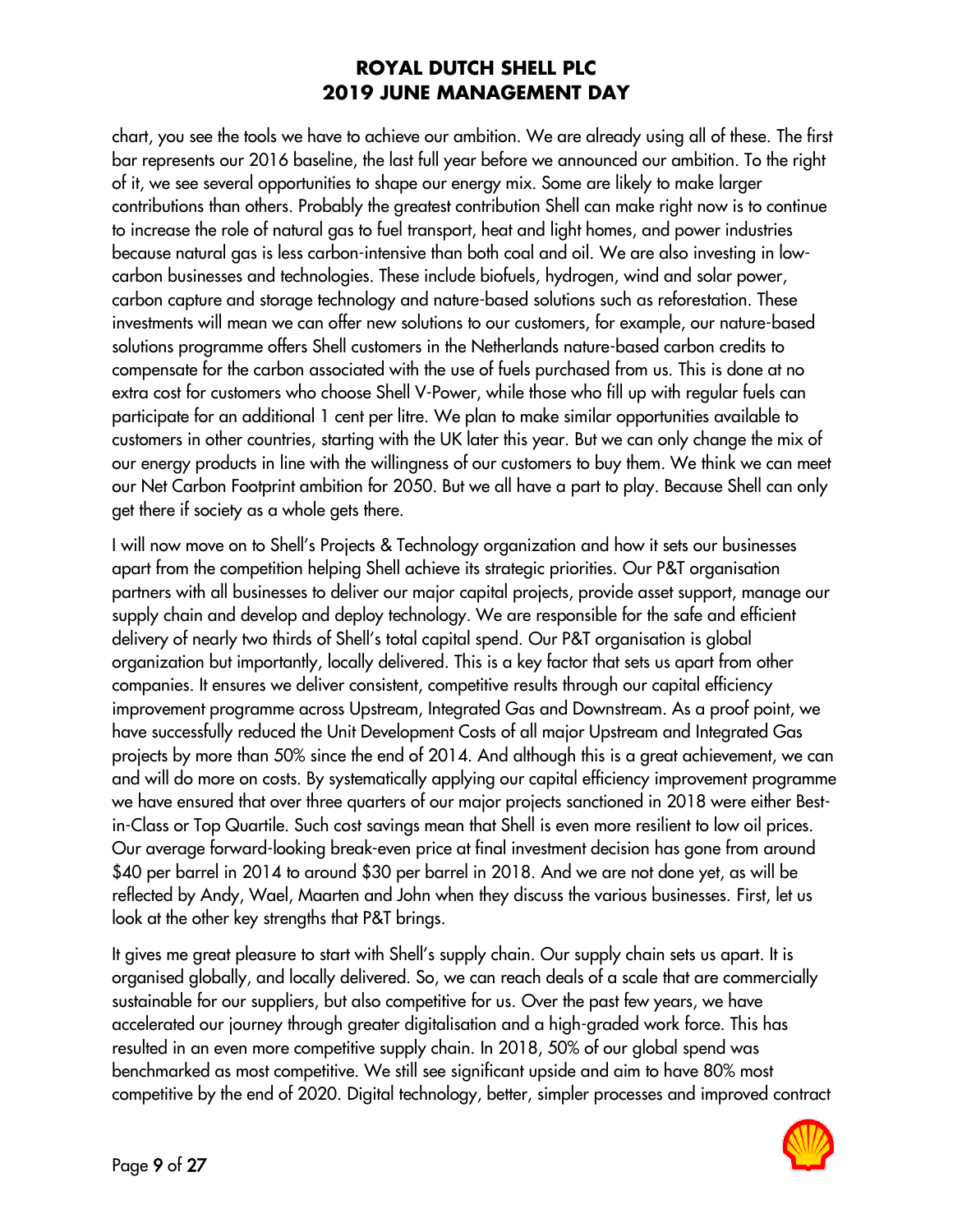chart, you see the tools we have to achieve our ambition. We are already using all of these. The first bar represents our 2016 baseline, the last full year before we announced our ambition. To the right of it, we see several opportunities to shape our energy mix. Some are likely to make larger contributions than others. Probably the greatest contribution Shell can make right now is to continue to increase the role of natural gas to fuel transport, heat and light homes, and power industries because natural gas is less carbon-intensive than both coal and oil. We are also investing in low-carbon businesses and technologies. These include biofuels, hydrogen, wind and solar power, carbon capture and storage technology and nature-based solutions such as reforestation. These investments will mean we can offer new solutions to our customers, for example, our nature-based solutions programme offers Shell customers in the Netherlands nature-based carbon credits to compensate for the carbon associated with the use of fuels purchased from us. This is done at no extra cost for customers who choose Shell V-Power, while those who fill up with regular fuels can participate for an additional 1 cent per litre. We plan to make similar opportunities available to customers in other countries, starting with the UK later this year. But we can only change the mix of our energy products in line with the willingness of our customers to buy them. We think we can meet our Net Carbon Footprint ambition for 2050. But we all have a part to play. Because Shell can only get there if society as a whole gets there.

I will now move on to Shell's Projects & Technology organization and how it sets our businesses apart from the competition helping Shell achieve its strategic priorities. Our P&T organisation partners with all businesses to deliver our major capital projects, provide asset support, manage our supply chain and develop and deploy technology. We are responsible for the safe and efficient delivery of nearly two thirds of Shell's total capital spend. Our P&T organisation is global organization but importantly, locally delivered. This is a key factor that sets us apart from other companies. It ensures we deliver consistent, competitive results through our capital efficiency improvement programme across Upstream, Integrated Gas and Downstream. As a proof point, we have successfully reduced the Unit Development Costs of all major Upstream and Integrated Gas projects by more than 50% since the end of 2014. And although this is a great achievement, we can and will do more on costs. By systematically applying our capital efficiency improvement programme we have ensured that over three quarters of our major projects sanctioned in 2018 were either Best-in-Class or Top Quartile. Such cost savings mean that Shell is even more resilient to low oil prices. Our average forward-looking break-even price at final investment decision has gone from around \$40 per barrel in 2014 to around \$30 per barrel in 2018. And we are not done yet, as will be reflected by Andy, Wael, Maarten and John when they discuss the various businesses. First, let us look at the other key strengths that P&T brings.

It gives me great pleasure to start with Shell's supply chain. Our supply chain sets us apart. It is organised globally, and locally delivered. So, we can reach deals of a scale that are commercially sustainable for our suppliers, but also competitive for us. Over the past few years, we have accelerated our journey through greater digitalisation and a high-graded work force. This has resulted in an even more competitive supply chain. In 2018, 50% of our global spend was benchmarked as most competitive. We still see significant upside and aim to have 80% most competitive by the end of 2020. Digital technology, better, simpler processes and improved contract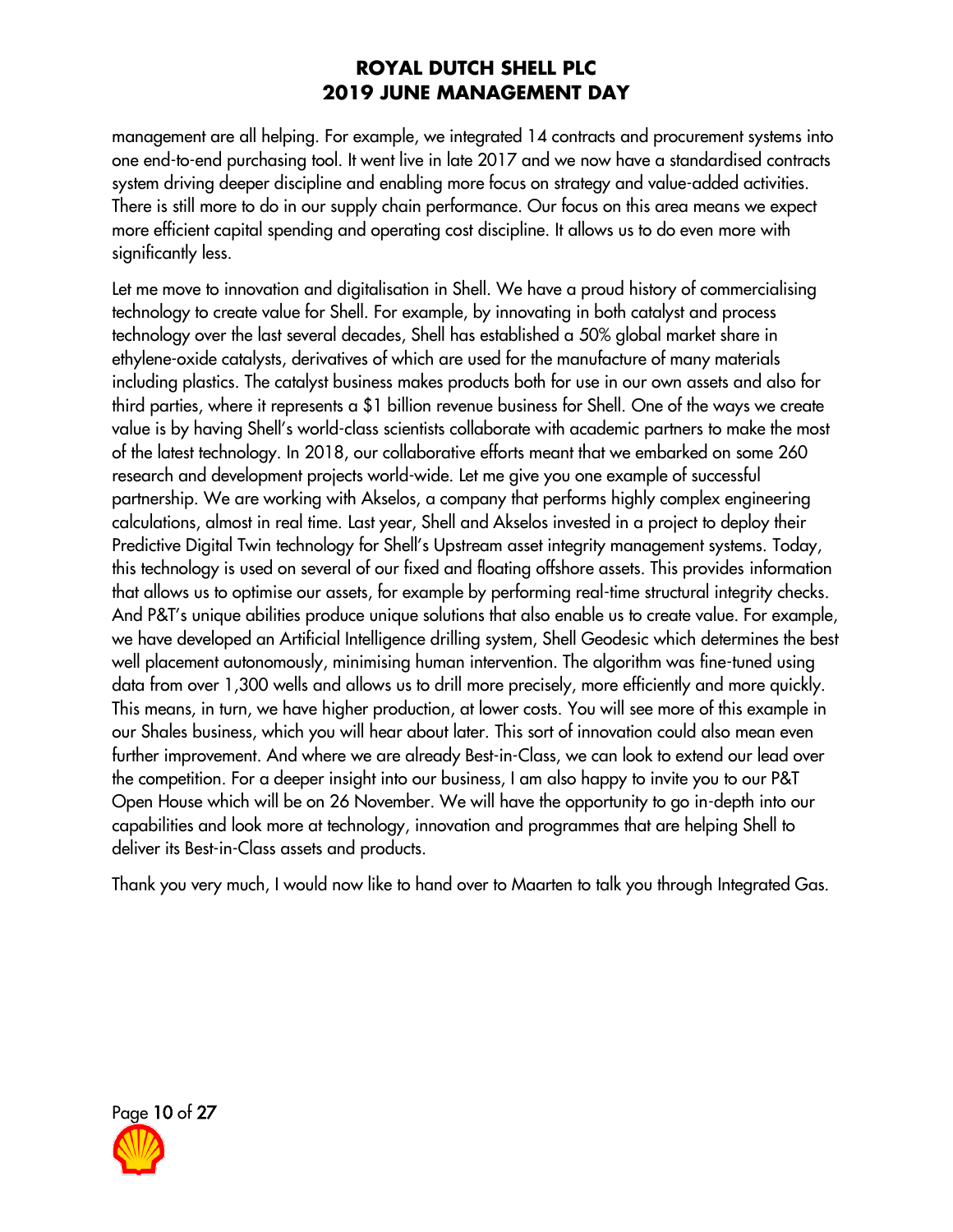management are all helping. For example, we integrated 14 contracts and procurement systems into one end-to-end purchasing tool. It went live in late 2017 and we now have a standardised contracts system driving deeper discipline and enabling more focus on strategy and value-added activities. There is still more to do in our supply chain performance. Our focus on this area means we expect more efficient capital spending and operating cost discipline. It allows us to do even more with significantly less.

Let me move to innovation and digitalisation in Shell. We have a proud history of commercialising technology to create value for Shell. For example, by innovating in both catalyst and process technology over the last several decades, Shell has established a 50% global market share in ethylene-oxide catalysts, derivatives of which are used for the manufacture of many materials including plastics. The catalyst business makes products both for use in our own assets and also for third parties, where it represents a $1 billion revenue business for Shell. One of the ways we create value is by having Shell's world-class scientists collaborate with academic partners to make the most of the latest technology. In 2018, our collaborative efforts meant that we embarked on some 260 research and development projects world-wide. Let me give you one example of successful partnership. We are working with Akselos, a company that performs highly complex engineering calculations, almost in real time. Last year, Shell and Akselos invested in a project to deploy their Predictive Digital Twin technology for Shell's Upstream asset integrity management systems. Today, this technology is used on several of our fixed and floating offshore assets. This provides information that allows us to optimise our assets, for example by performing real-time structural integrity checks. And P&T's unique abilities produce unique solutions that also enable us to create value. For example, we have developed an Artificial Intelligence drilling system, Shell Geodesic which determines the best well placement autonomously, minimising human intervention. The algorithm was fine-tuned using data from over 1,300 wells and allows us to drill more precisely, more efficiently and more quickly. This means, in turn, we have higher production, at lower costs. You will see more of this example in our Shales business, which you will hear about later. This sort of innovation could also mean even further improvement. And where we are already Best-in-Class, we can look to extend our lead over the competition. For a deeper insight into our business, I am also happy to invite you to our P&T Open House which will be on 26 November. We will have the opportunity to go in-depth into our capabilities and look more at technology, innovation and programmes that are helping Shell to deliver its Best-in-Class assets and products.

Thank you very much, I would now like to hand over to Maarten to talk you through Integrated Gas.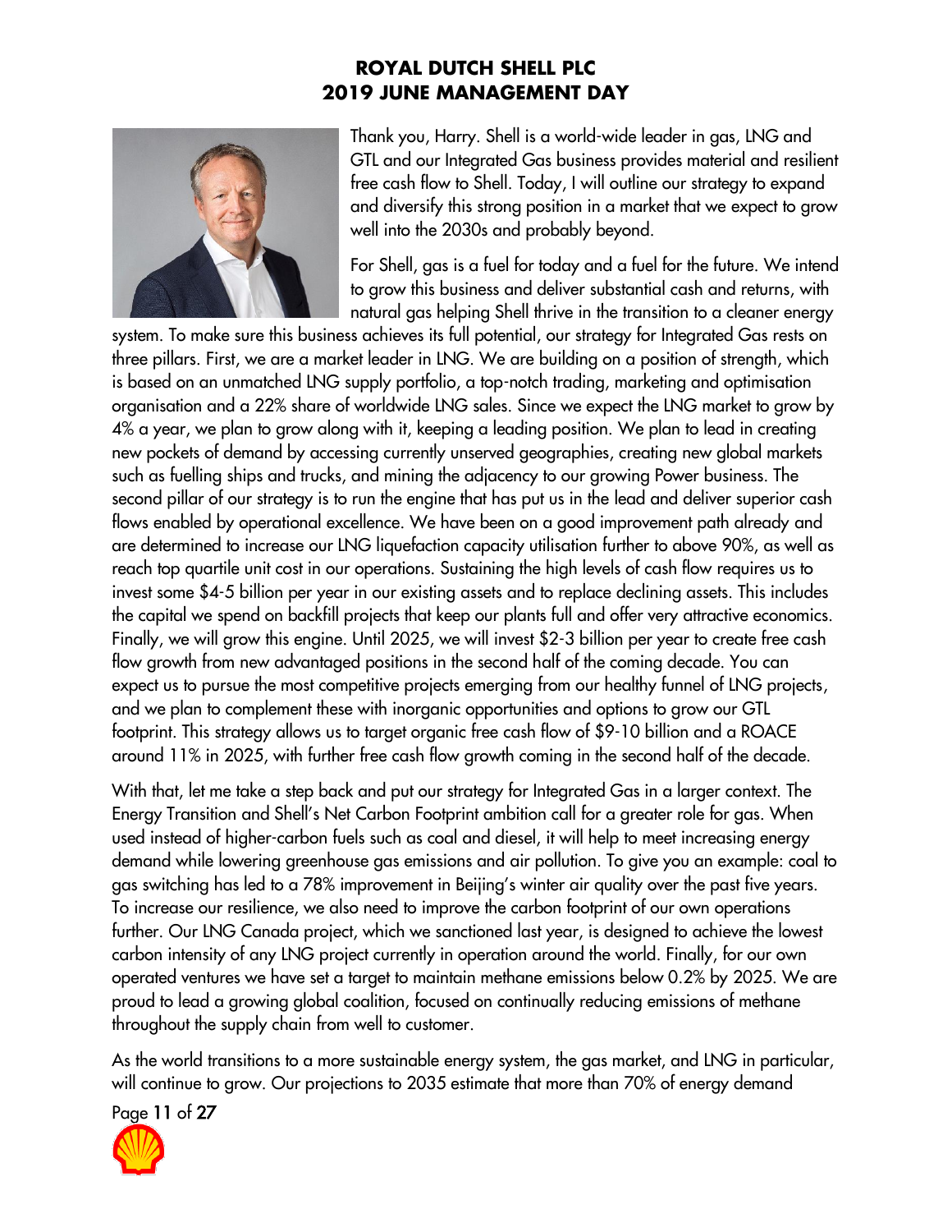Thank you, Harry. Shell is a world-wide leader in gas, LNG and GTL and our Integrated Gas business provides material and resilient free cash flow to Shell. Today, I will outline our strategy to expand and diversify this strong position in a market that we expect to grow well into the 2030s and probably beyond.

For Shell, gas is a fuel for today and a fuel for the future. We intend to grow this business and deliver substantial cash and returns, with natural gas helping Shell thrive in the transition to a cleaner energy system. To make sure this business achieves its full potential, our strategy for Integrated Gas rests on three pillars. First, we are a market leader in LNG. We are building on a position of strength, which is based on an unmatched LNG supply portfolio, a top-notch trading, marketing and optimisation organisation and a 22% share of worldwide LNG sales. Since we expect the LNG market to grow by 4% a year, we plan to grow along with it, keeping a leading position. We plan to lead in creating new pockets of demand by accessing currently unserved geographies, creating new global markets such as fuelling ships and trucks, and mining the adjacency to our growing Power business. The second pillar of our strategy is to run the engine that has put us in the lead and deliver superior cash flows enabled by operational excellence. We have been on a good improvement path already and are determined to increase our LNG liquefaction capacity utilisation further to above 90%, as well as reach top quartile unit cost in our operations. Sustaining the high levels of cash flow requires us to invest some $4-5 billion per year in our existing assets and to replace declining assets. This includes the capital we spend on backfill projects that keep our plants full and offer very attractive economics. Finally, we will grow this engine. Until 2025, we will invest $2-3 billion per year to create free cash flow growth from new advantaged positions in the second half of the coming decade. You can expect us to pursue the most competitive projects emerging from our healthy funnel of LNG projects, and we plan to complement these with inorganic opportunities and options to grow our GTL footprint. This strategy allows us to target organic free cash flow of $9-10 billion and a ROACE around 11% in 2025, with further free cash flow growth coming in the second half of the decade.

With that, let me take a step back and put our strategy for Integrated Gas in a larger context. The Energy Transition and Shell's Net Carbon Footprint ambition call for a greater role for gas. When used instead of higher-carbon fuels such as coal and diesel, it will help to meet increasing energy demand while lowering greenhouse gas emissions and air pollution. To give you an example: coal to gas switching has led to a 78% improvement in Beijing's winter air quality over the past five years. To increase our resilience, we also need to improve the carbon footprint of our own operations further. Our LNG Canada project, which we sanctioned last year, is designed to achieve the lowest carbon intensity of any LNG project currently in operation around the world. Finally, for our own operated ventures we have set a target to maintain methane emissions below 0.2% by 2025. We are proud to lead a growing global coalition, focused on continually reducing emissions of methane throughout the supply chain from well to customer.

As the world transitions to a more sustainable energy system, the gas market, and LNG in particular, will continue to grow. Our projections to 2035 estimate that more than 70% of energy demand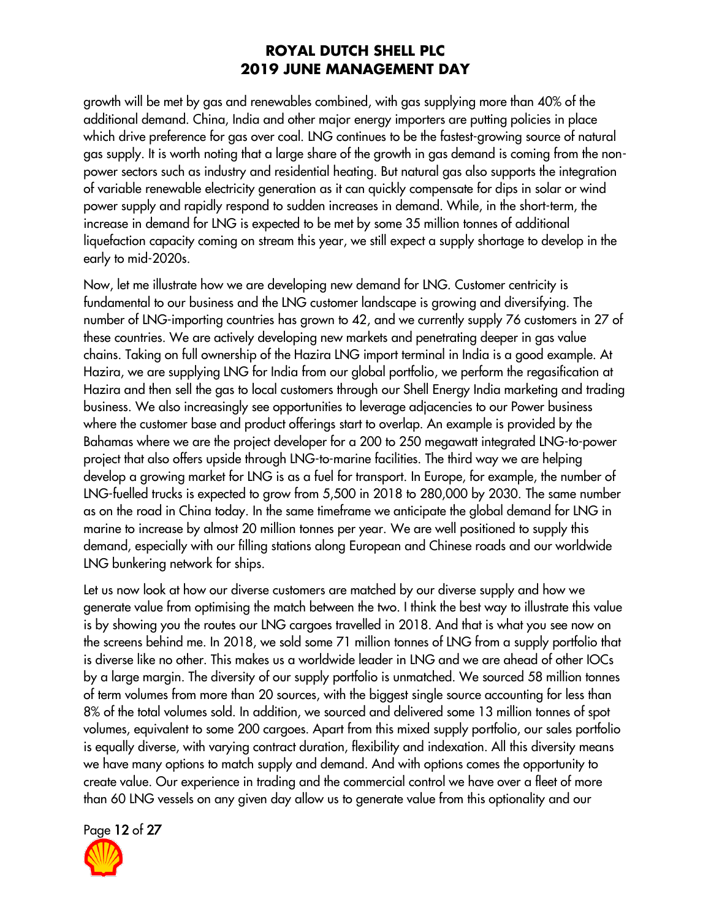growth will be met by gas and renewables combined, with gas supplying more than 40% of the additional demand. China, India and other major energy importers are putting policies in place which drive preference for gas over coal. LNG continues to be the fastest-growing source of natural gas supply. It is worth noting that a large share of the growth in gas demand is coming from the non-power sectors such as industry and residential heating. But natural gas also supports the integration of variable renewable electricity generation as it can quickly compensate for dips in solar or wind power supply and rapidly respond to sudden increases in demand. While, in the short-term, the increase in demand for LNG is expected to be met by some 35 million tonnes of additional liquefaction capacity coming on stream this year, we still expect a supply shortage to develop in the early to mid-2020s.

Now, let me illustrate how we are developing new demand for LNG. Customer centricity is fundamental to our business and the LNG customer landscape is growing and diversifying. The number of LNG-importing countries has grown to 42, and we currently supply 76 customers in 27 of these countries. We are actively developing new markets and penetrating deeper in gas value chains. Taking on full ownership of the Hazira LNG import terminal in India is a good example. At Hazira, we are supplying LNG for India from our global portfolio, we perform the regasification at Hazira and then sell the gas to local customers through our Shell Energy India marketing and trading business. We also increasingly see opportunities to leverage adjacencies to our Power business where the customer base and product offerings start to overlap. An example is provided by the Bahamas where we are the project developer for a 200 to 250 megawatt integrated LNG-to-power project that also offers upside through LNG-to-marine facilities. The third way we are helping develop a growing market for LNG is as a fuel for transport. In Europe, for example, the number of LNG-fuelled trucks is expected to grow from 5,500 in 2018 to 280,000 by 2030. The same number as on the road in China today. In the same timeframe we anticipate the global demand for LNG in marine to increase by almost 20 million tonnes per year. We are well positioned to supply this demand, especially with our filling stations along European and Chinese roads and our worldwide LNG bunkering network for ships.

Let us now look at how our diverse customers are matched by our diverse supply and how we generate value from optimising the match between the two. I think the best way to illustrate this value is by showing you the routes our LNG cargoes travelled in 2018. And that is what you see now on the screens behind me. In 2018, we sold some 71 million tonnes of LNG from a supply portfolio that is diverse like no other. This makes us a worldwide leader in LNG and we are ahead of other IOCs by a large margin. The diversity of our supply portfolio is unmatched. We sourced 58 million tonnes of term volumes from more than 20 sources, with the biggest single source accounting for less than 8% of the total volumes sold. In addition, we sourced and delivered some 13 million tonnes of spot volumes, equivalent to some 200 cargoes. Apart from this mixed supply portfolio, our sales portfolio is equally diverse, with varying contract duration, flexibility and indexation. All this diversity means we have many options to match supply and demand. And with options comes the opportunity to create value. Our experience in trading and the commercial control we have over a fleet of more than 60 LNG vessels on any given day allow us to generate value from this optionality and our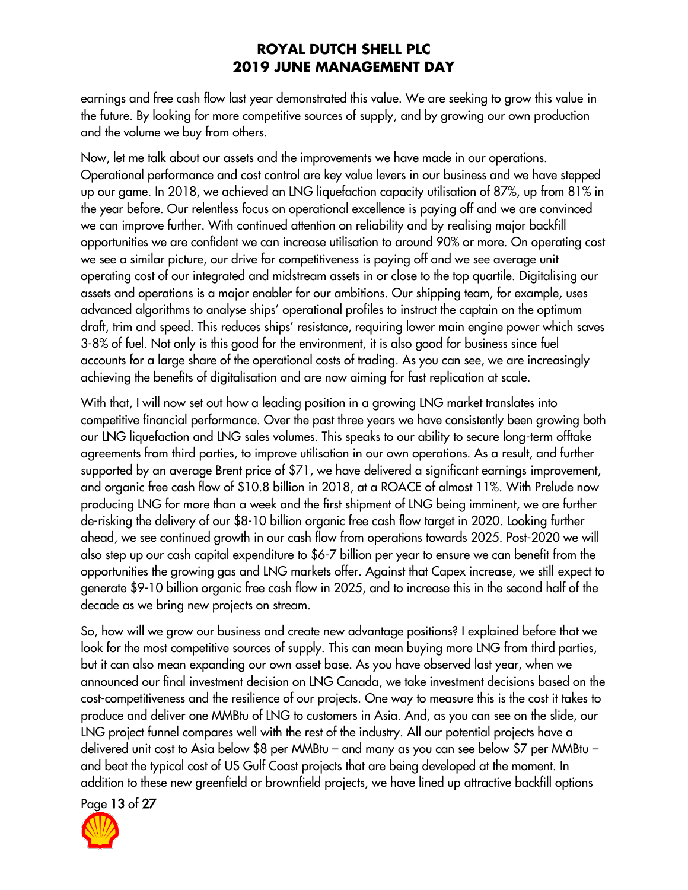earnings and free cash flow last year demonstrated this value. We are seeking to grow this value in the future. By looking for more competitive sources of supply, and by growing our own production and the volume we buy from others.

Now, let me talk about our assets and the improvements we have made in our operations. Operational performance and cost control are key value levers in our business and we have stepped up our game. In 2018, we achieved an LNG liquefaction capacity utilisation of 87%, up from 81% in the year before. Our relentless focus on operational excellence is paying off and we are convinced we can improve further. With continued attention on reliability and by realising major backfill opportunities we are confident we can increase utilisation to around 90% or more. On operating cost we see a similar picture, our drive for competitiveness is paying off and we see average unit operating cost of our integrated and midstream assets in or close to the top quartile. Digitalising our assets and operations is a major enabler for our ambitions. Our shipping team, for example, uses advanced algorithms to analyse ships' operational profiles to instruct the captain on the optimum draft, trim and speed. This reduces ships' resistance, requiring lower main engine power which saves 3-8% of fuel. Not only is this good for the environment, it is also good for business since fuel accounts for a large share of the operational costs of trading. As you can see, we are increasingly achieving the benefits of digitalisation and are now aiming for fast replication at scale.

With that, I will now set out how a leading position in a growing LNG market translates into competitive financial performance. Over the past three years we have consistently been growing both our LNG liquefaction and LNG sales volumes. This speaks to our ability to secure long-term offtake agreements from third parties, to improve utilisation in our own operations. As a result, and further supported by an average Brent price of $71, we have delivered a significant earnings improvement, and organic free cash flow of $10.8 billion in 2018, at a ROACE of almost 11%. With Prelude now producing LNG for more than a week and the first shipment of LNG being imminent, we are further de-risking the delivery of our $8-10 billion organic free cash flow target in 2020. Looking further ahead, we see continued growth in our cash flow from operations towards 2025. Post-2020 we will also step up our cash capital expenditure to $6-7 billion per year to ensure we can benefit from the opportunities the growing gas and LNG markets offer. Against that Capex increase, we still expect to generate $9-10 billion organic free cash flow in 2025, and to increase this in the second half of the decade as we bring new projects on stream.

So, how will we grow our business and create new advantage positions? I explained before that we look for the most competitive sources of supply. This can mean buying more LNG from third parties, but it can also mean expanding our own asset base. As you have observed last year, when we announced our final investment decision on LNG Canada, we take investment decisions based on the cost-competitiveness and the resilience of our projects. One way to measure this is the cost it takes to produce and deliver one MMBtu of LNG to customers in Asia. And, as you can see on the slide, our LNG project funnel compares well with the rest of the industry. All our potential projects have a delivered unit cost to Asia below $8 per MMBtu – and many as you can see below $7 per MMBtu – and beat the typical cost of US Gulf Coast projects that are being developed at the moment. In addition to these new greenfield or brownfield projects, we have lined up attractive backfill options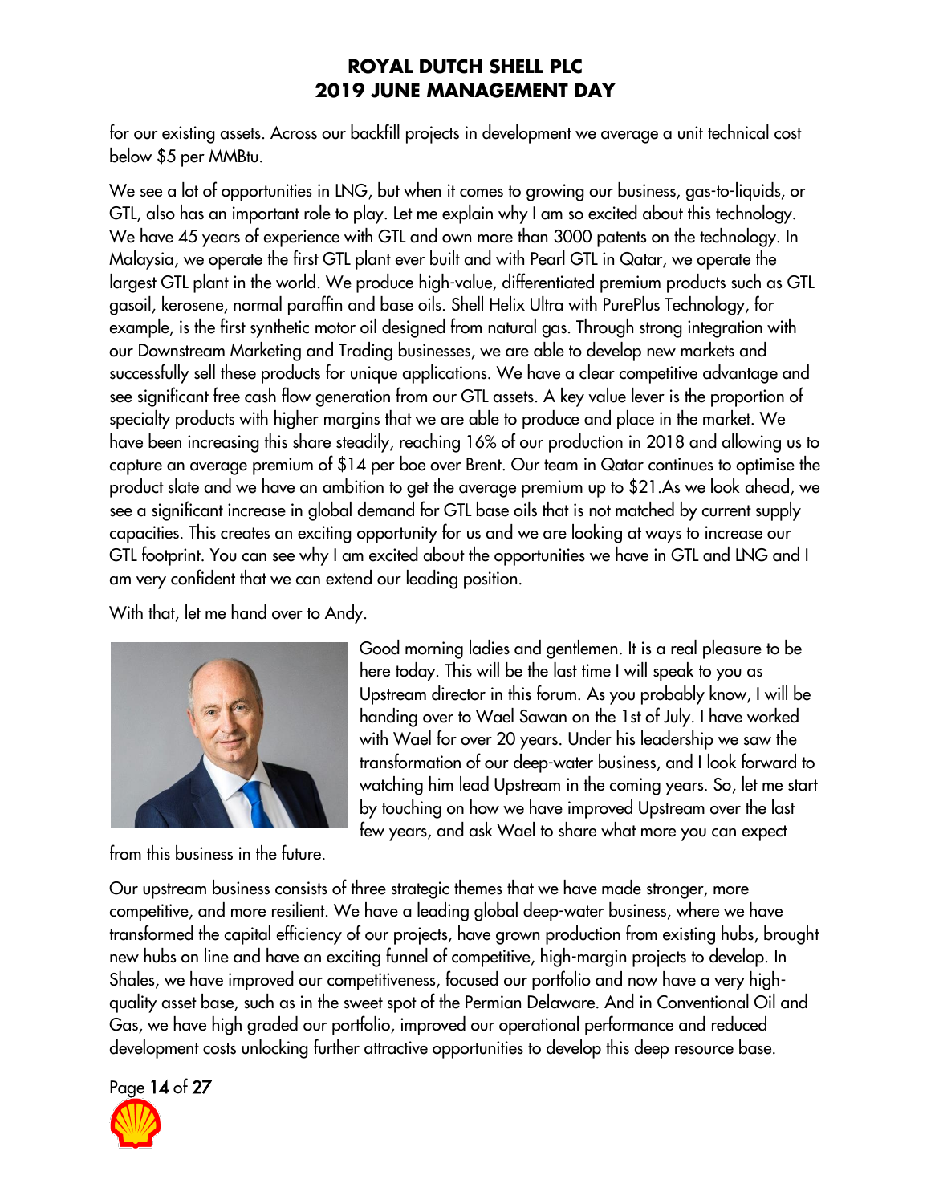for our existing assets. Across our backfill projects in development we average a unit technical cost below $5 per MMBtu.

We see a lot of opportunities in LNG, but when it comes to growing our business, gas-to-liquids, or GTL, also has an important role to play. Let me explain why I am so excited about this technology. We have 45 years of experience with GTL and own more than 3000 patents on the technology. In Malaysia, we operate the first GTL plant ever built and with Pearl GTL in Qatar, we operate the largest GTL plant in the world. We produce high-value, differentiated premium products such as GTL gasoil, kerosene, normal paraffin and base oils. Shell Helix Ultra with PurePlus Technology, for example, is the first synthetic motor oil designed from natural gas. Through strong integration with our Downstream Marketing and Trading businesses, we are able to develop new markets and successfully sell these products for unique applications. We have a clear competitive advantage and see significant free cash flow generation from our GTL assets. A key value lever is the proportion of specialty products with higher margins that we are able to produce and place in the market. We have been increasing this share steadily, reaching 16% of our production in 2018 and allowing us to capture an average premium of $14 per boe over Brent. Our team in Qatar continues to optimise the product slate and we have an ambition to get the average premium up to $21.As we look ahead, we see a significant increase in global demand for GTL base oils that is not matched by current supply capacities. This creates an exciting opportunity for us and we are looking at ways to increase our GTL footprint. You can see why I am excited about the opportunities we have in GTL and LNG and I am very confident that we can extend our leading position.

With that, let me hand over to Andy.

Good morning ladies and gentlemen. It is a real pleasure to be here today. This will be the last time I will speak to you as Upstream director in this forum. As you probably know, I will be handing over to Wael Sawan on the 1st of July. I have worked with Wael for over 20 years. Under his leadership we saw the transformation of our deep-water business, and I look forward to watching him lead Upstream in the coming years. So, let me start by touching on how we have improved Upstream over the last few years, and ask Wael to share what more you can expect from this business in the future.

Our upstream business consists of three strategic themes that we have made stronger, more competitive, and more resilient. We have a leading global deep-water business, where we have transformed the capital efficiency of our projects, have grown production from existing hubs, brought new hubs on line and have an exciting funnel of competitive, high-margin projects to develop. In Shales, we have improved our competitiveness, focused our portfolio and now have a very high-quality asset base, such as in the sweet spot of the Permian Delaware. And in Conventional Oil and Gas, we have high graded our portfolio, improved our operational performance and reduced development costs unlocking further attractive opportunities to develop this deep resource base.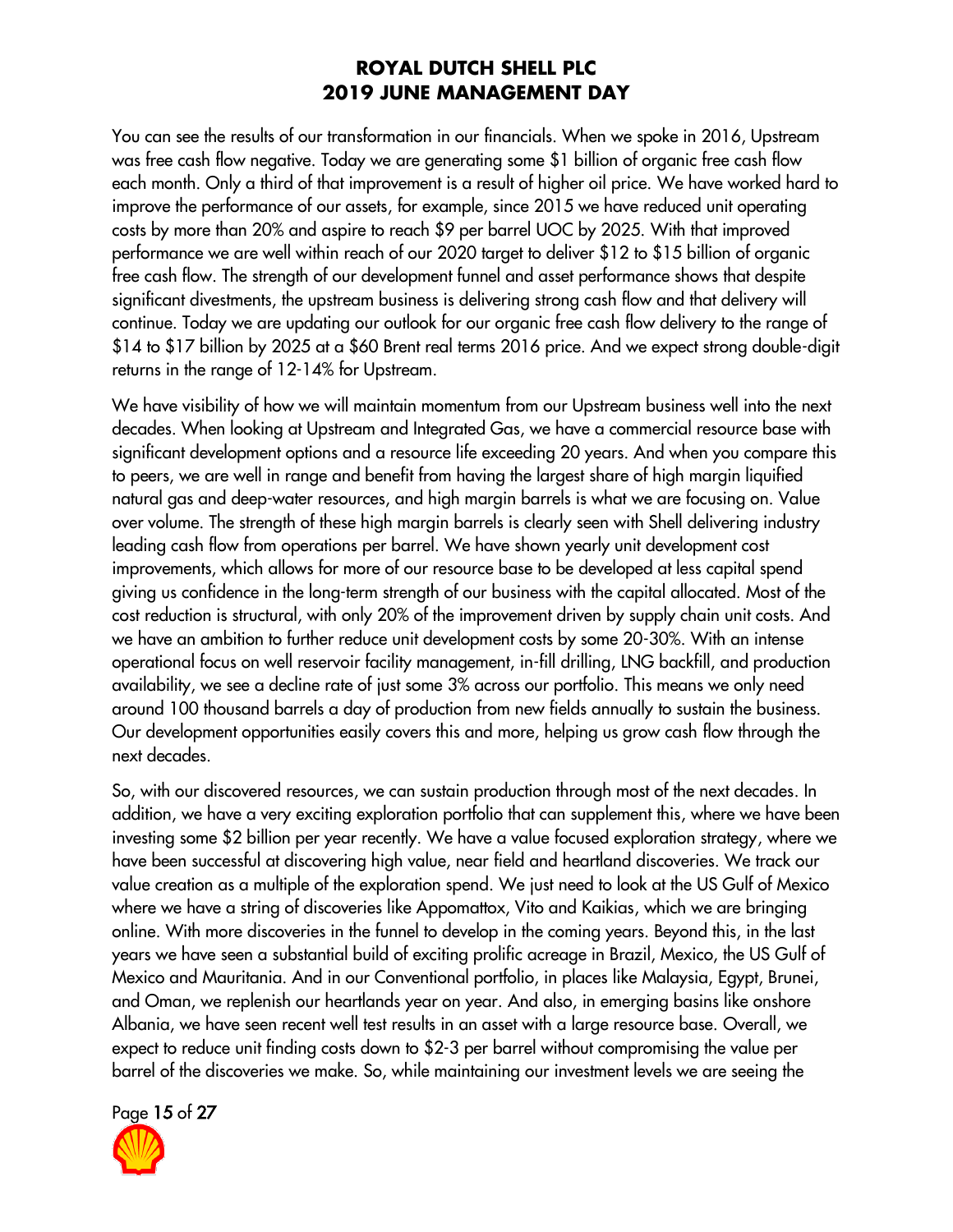You can see the results of our transformation in our financials. When we spoke in 2016, Upstream was free cash flow negative. Today we are generating some $1 billion of organic free cash flow each month. Only a third of that improvement is a result of higher oil price. We have worked hard to improve the performance of our assets, for example, since 2015 we have reduced unit operating costs by more than 20% and aspire to reach $9 per barrel UOC by 2025. With that improved performance we are well within reach of our 2020 target to deliver $12 to $15 billion of organic free cash flow. The strength of our development funnel and asset performance shows that despite significant divestments, the upstream business is delivering strong cash flow and that delivery will continue. Today we are updating our outlook for our organic free cash flow delivery to the range of $14 to $17 billion by 2025 at a $60 Brent real terms 2016 price. And we expect strong double-digit returns in the range of 12-14% for Upstream.

We have visibility of how we will maintain momentum from our Upstream business well into the next decades. When looking at Upstream and Integrated Gas, we have a commercial resource base with significant development options and a resource life exceeding 20 years. And when you compare this to peers, we are well in range and benefit from having the largest share of high margin liquified natural gas and deep-water resources, and high margin barrels is what we are focusing on. Value over volume. The strength of these high margin barrels is clearly seen with Shell delivering industry leading cash flow from operations per barrel. We have shown yearly unit development cost improvements, which allows for more of our resource base to be developed at less capital spend giving us confidence in the long-term strength of our business with the capital allocated. Most of the cost reduction is structural, with only 20% of the improvement driven by supply chain unit costs. And we have an ambition to further reduce unit development costs by some 20-30%. With an intense operational focus on well reservoir facility management, in-fill drilling, LNG backfill, and production availability, we see a decline rate of just some 3% across our portfolio. This means we only need around 100 thousand barrels a day of production from new fields annually to sustain the business. Our development opportunities easily covers this and more, helping us grow cash flow through the next decades.

So, with our discovered resources, we can sustain production through most of the next decades. In addition, we have a very exciting exploration portfolio that can supplement this, where we have been investing some $2 billion per year recently. We have a value focused exploration strategy, where we have been successful at discovering high value, near field and heartland discoveries. We track our value creation as a multiple of the exploration spend. We just need to look at the US Gulf of Mexico where we have a string of discoveries like Appomattox, Vito and Kaikias, which we are bringing online. With more discoveries in the funnel to develop in the coming years. Beyond this, in the last years we have seen a substantial build of exciting prolific acreage in Brazil, Mexico, the US Gulf of Mexico and Mauritania. And in our Conventional portfolio, in places like Malaysia, Egypt, Brunei, and Oman, we replenish our heartlands year on year. And also, in emerging basins like onshore Albania, we have seen recent well test results in an asset with a large resource base. Overall, we expect to reduce unit finding costs down to $2-3 per barrel without compromising the value per barrel of the discoveries we make. So, while maintaining our investment levels we are seeing the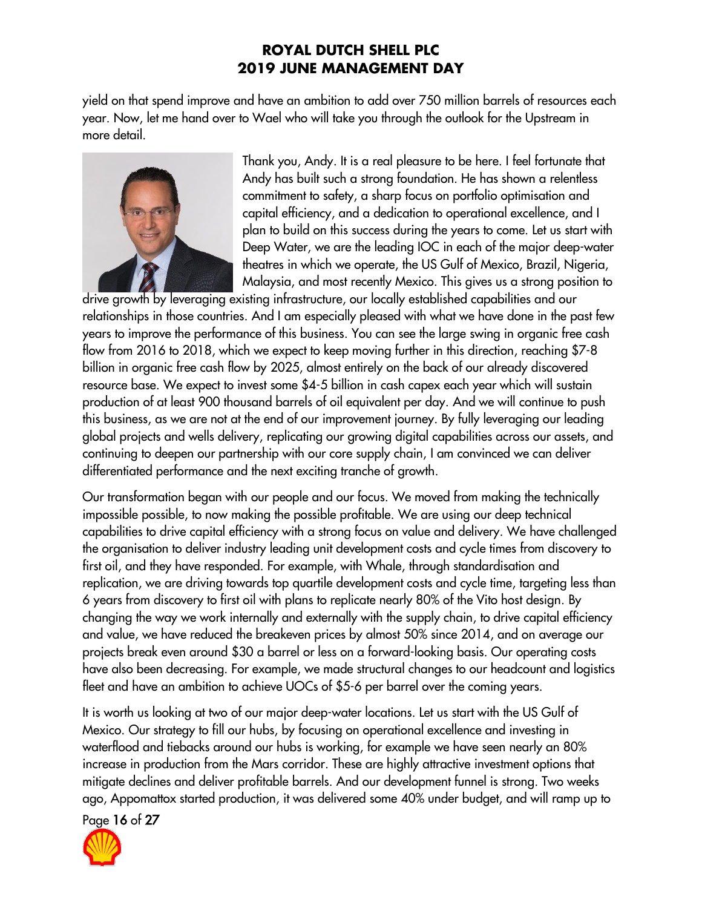yield on that spend improve and have an ambition to add over 750 million barrels of resources each year. Now, let me hand over to Wael who will take you through the outlook for the Upstream in more detail.

Thank you, Andy. It is a real pleasure to be here. I feel fortunate that Andy has built such a strong foundation. He has shown a relentless commitment to safety, a sharp focus on portfolio optimisation and capital efficiency, and a dedication to operational excellence, and I plan to build on this success during the years to come. Let us start with Deep Water, we are the leading IOC in each of the major deep-water theatres in which we operate, the US Gulf of Mexico, Brazil, Nigeria, Malaysia, and most recently Mexico. This gives us a strong position to drive growth by leveraging existing infrastructure, our locally established capabilities and our relationships in those countries. And I am especially pleased with what we have done in the past few years to improve the performance of this business. You can see the large swing in organic free cash flow from 2016 to 2018, which we expect to keep moving further in this direction, reaching $7-8 billion in organic free cash flow by 2025, almost entirely on the back of our already discovered resource base. We expect to invest some $4-5 billion in cash capex each year which will sustain production of at least 900 thousand barrels of oil equivalent per day. And we will continue to push this business, as we are not at the end of our improvement journey. By fully leveraging our leading global projects and wells delivery, replicating our growing digital capabilities across our assets, and continuing to deepen our partnership with our core supply chain, I am convinced we can deliver differentiated performance and the next exciting tranche of growth.

Our transformation began with our people and our focus. We moved from making the technically impossible possible, to now making the possible profitable. We are using our deep technical capabilities to drive capital efficiency with a strong focus on value and delivery. We have challenged the organisation to deliver industry leading unit development costs and cycle times from discovery to first oil, and they have responded. For example, with Whale, through standardisation and replication, we are driving towards top quartile development costs and cycle time, targeting less than 6 years from discovery to first oil with plans to replicate nearly 80% of the Vito host design. By changing the way we work internally and externally with the supply chain, to drive capital efficiency and value, we have reduced the breakeven prices by almost 50% since 2014, and on average our projects break even around $30 a barrel or less on a forward-looking basis. Our operating costs have also been decreasing. For example, we made structural changes to our headcount and logistics fleet and have an ambition to achieve UOCs of $5-6 per barrel over the coming years.

It is worth us looking at two of our major deep-water locations. Let us start with the US Gulf of Mexico. Our strategy to fill our hubs, by focusing on operational excellence and investing in waterflood and tiebacks around our hubs is working, for example we have seen nearly an 80% increase in production from the Mars corridor. These are highly attractive investment options that mitigate declines and deliver profitable barrels. And our development funnel is strong. Two weeks ago, Appomattox started production, it was delivered some 40% under budget, and will ramp up to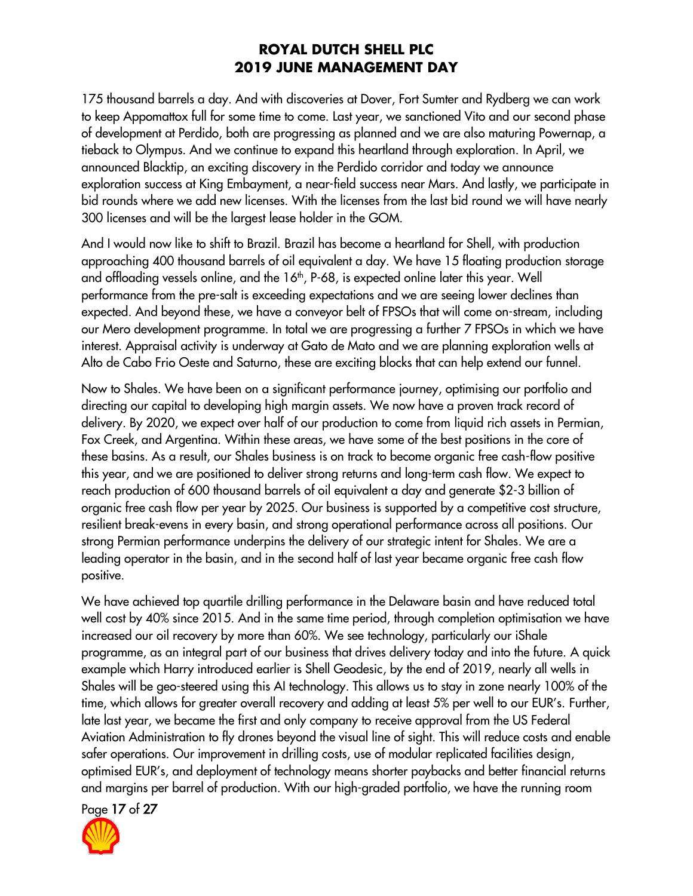175 thousand barrels a day. And with discoveries at Dover, Fort Sumter and Rydberg we can work to keep Appomattox full for some time to come. Last year, we sanctioned Vito and our second phase of development at Perdido, both are progressing as planned and we are also maturing Powernap, a tieback to Olympus. And we continue to expand this heartland through exploration. In April, we announced Blacktip, an exciting discovery in the Perdido corridor and today we announce exploration success at King Embayment, a near-field success near Mars. And lastly, we participate in bid rounds where we add new licenses. With the licenses from the last bid round we will have nearly 300 licenses and will be the largest lease holder in the GOM.

And I would now like to shift to Brazil. Brazil has become a heartland for Shell, with production approaching 400 thousand barrels of oil equivalent a day. We have 15 floating production storage and offloading vessels online, and the 16th, P-68, is expected online later this year. Well performance from the pre-salt is exceeding expectations and we are seeing lower declines than expected. And beyond these, we have a conveyor belt of FPSOs that will come on-stream, including our Mero development programme. In total we are progressing a further 7 FPSOs in which we have interest. Appraisal activity is underway at Gato de Mato and we are planning exploration wells at Alto de Cabo Frio Oeste and Saturno, these are exciting blocks that can help extend our funnel.

Now to Shales. We have been on a significant performance journey, optimising our portfolio and directing our capital to developing high margin assets. We now have a proven track record of delivery. By 2020, we expect over half of our production to come from liquid rich assets in Permian, Fox Creek, and Argentina. Within these areas, we have some of the best positions in the core of these basins. As a result, our Shales business is on track to become organic free cash-flow positive this year, and we are positioned to deliver strong returns and long-term cash flow. We expect to reach production of 600 thousand barrels of oil equivalent a day and generate $2-3 billion of organic free cash flow per year by 2025. Our business is supported by a competitive cost structure, resilient break-evens in every basin, and strong operational performance across all positions. Our strong Permian performance underpins the delivery of our strategic intent for Shales. We are a leading operator in the basin, and in the second half of last year became organic free cash flow positive.

We have achieved top quartile drilling performance in the Delaware basin and have reduced total well cost by 40% since 2015. And in the same time period, through completion optimisation we have increased our oil recovery by more than 60%. We see technology, particularly our iShale programme, as an integral part of our business that drives delivery today and into the future. A quick example which Harry introduced earlier is Shell Geodesic, by the end of 2019, nearly all wells in Shales will be geo-steered using this AI technology. This allows us to stay in zone nearly 100% of the time, which allows for greater overall recovery and adding at least 5% per well to our EUR's. Further, late last year, we became the first and only company to receive approval from the US Federal Aviation Administration to fly drones beyond the visual line of sight. This will reduce costs and enable safer operations. Our improvement in drilling costs, use of modular replicated facilities design, optimised EUR's, and deployment of technology means shorter paybacks and better financial returns and margins per barrel of production. With our high-graded portfolio, we have the running room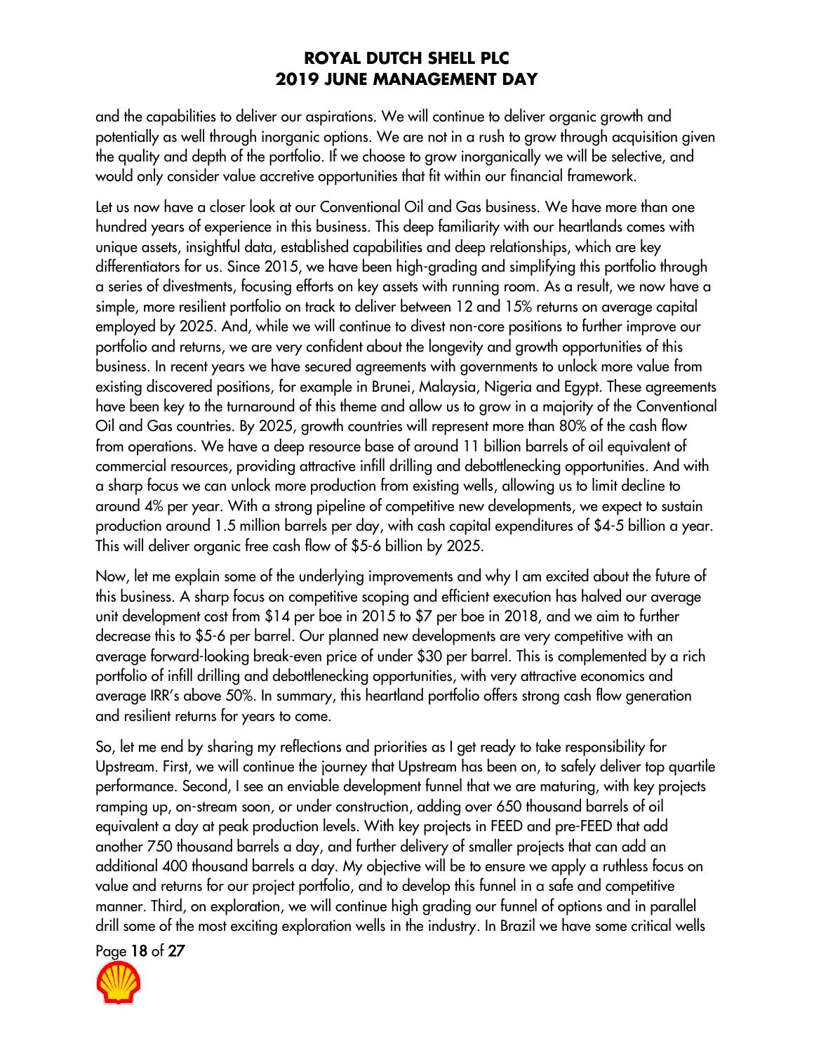and the capabilities to deliver our aspirations. We will continue to deliver organic growth and potentially as well through inorganic options. We are not in a rush to grow through acquisition given the quality and depth of the portfolio. If we choose to grow inorganically we will be selective, and would only consider value accretive opportunities that fit within our financial framework.

Let us now have a closer look at our Conventional Oil and Gas business. We have more than one hundred years of experience in this business. This deep familiarity with our heartlands comes with unique assets, insightful data, established capabilities and deep relationships, which are key differentiators for us. Since 2015, we have been high-grading and simplifying this portfolio through a series of divestments, focusing efforts on key assets with running room. As a result, we now have a simple, more resilient portfolio on track to deliver between 12 and 15% returns on average capital employed by 2025. And, while we will continue to divest non-core positions to further improve our portfolio and returns, we are very confident about the longevity and growth opportunities of this business. In recent years we have secured agreements with governments to unlock more value from existing discovered positions, for example in Brunei, Malaysia, Nigeria and Egypt. These agreements have been key to the turnaround of this theme and allow us to grow in a majority of the Conventional Oil and Gas countries. By 2025, growth countries will represent more than 80% of the cash flow from operations. We have a deep resource base of around 11 billion barrels of oil equivalent of commercial resources, providing attractive infill drilling and debottlenecking opportunities. And with a sharp focus we can unlock more production from existing wells, allowing us to limit decline to around 4% per year. With a strong pipeline of competitive new developments, we expect to sustain production around 1.5 million barrels per day, with cash capital expenditures of $4-5 billion a year. This will deliver organic free cash flow of $5-6 billion by 2025.

Now, let me explain some of the underlying improvements and why I am excited about the future of this business. A sharp focus on competitive scoping and efficient execution has halved our average unit development cost from $14 per boe in 2015 to $7 per boe in 2018, and we aim to further decrease this to $5-6 per barrel. Our planned new developments are very competitive with an average forward-looking break-even price of under $30 per barrel. This is complemented by a rich portfolio of infill drilling and debottlenecking opportunities, with very attractive economics and average IRR's above 50%. In summary, this heartland portfolio offers strong cash flow generation and resilient returns for years to come.

So, let me end by sharing my reflections and priorities as I get ready to take responsibility for Upstream. First, we will continue the journey that Upstream has been on, to safely deliver top quartile performance. Second, I see an enviable development funnel that we are maturing, with key projects ramping up, on-stream soon, or under construction, adding over 650 thousand barrels of oil equivalent a day at peak production levels. With key projects in FEED and pre-FEED that add another 750 thousand barrels a day, and further delivery of smaller projects that can add an additional 400 thousand barrels a day. My objective will be to ensure we apply a ruthless focus on value and returns for our project portfolio, and to develop this funnel in a safe and competitive manner. Third, on exploration, we will continue high grading our funnel of options and in parallel drill some of the most exciting exploration wells in the industry. In Brazil we have some critical wells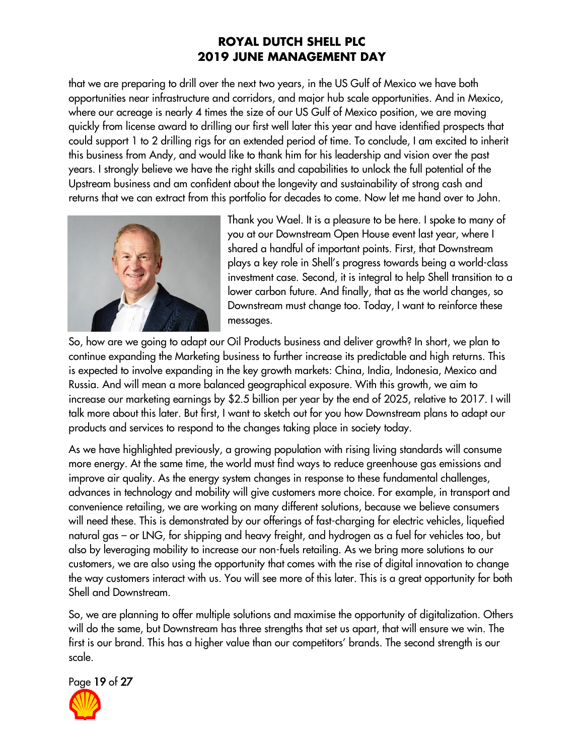that we are preparing to drill over the next two years, in the US Gulf of Mexico we have both opportunities near infrastructure and corridors, and major hub scale opportunities. And in Mexico, where our acreage is nearly 4 times the size of our US Gulf of Mexico position, we are moving quickly from license award to drilling our first well later this year and have identified prospects that could support 1 to 2 drilling rigs for an extended period of time. To conclude, I am excited to inherit this business from Andy, and would like to thank him for his leadership and vision over the past years. I strongly believe we have the right skills and capabilities to unlock the full potential of the Upstream business and am confident about the longevity and sustainability of strong cash and returns that we can extract from this portfolio for decades to come. Now let me hand over to John.

Thank you Wael. It is a pleasure to be here. I spoke to many of you at our Downstream Open House event last year, where I shared a handful of important points. First, that Downstream plays a key role in Shell's progress towards being a world-class investment case. Second, it is integral to help Shell transition to a lower carbon future. And finally, that as the world changes, so Downstream must change too. Today, I want to reinforce these messages.

So, how are we going to adapt our Oil Products business and deliver growth? In short, we plan to continue expanding the Marketing business to further increase its predictable and high returns. This is expected to involve expanding in the key growth markets: China, India, Indonesia, Mexico and Russia. And will mean a more balanced geographical exposure. With this growth, we aim to increase our marketing earnings by $2.5 billion per year by the end of 2025, relative to 2017. I will talk more about this later. But first, I want to sketch out for you how Downstream plans to adapt our products and services to respond to the changes taking place in society today.

As we have highlighted previously, a growing population with rising living standards will consume more energy. At the same time, the world must find ways to reduce greenhouse gas emissions and improve air quality. As the energy system changes in response to these fundamental challenges, advances in technology and mobility will give customers more choice. For example, in transport and convenience retailing, we are working on many different solutions, because we believe consumers will need these. This is demonstrated by our offerings of fast-charging for electric vehicles, liquefied natural gas – or LNG, for shipping and heavy freight, and hydrogen as a fuel for vehicles too, but also by leveraging mobility to increase our non-fuels retailing. As we bring more solutions to our customers, we are also using the opportunity that comes with the rise of digital innovation to change the way customers interact with us. You will see more of this later. This is a great opportunity for both Shell and Downstream.

So, we are planning to offer multiple solutions and maximise the opportunity of digitalization. Others will do the same, but Downstream has three strengths that set us apart, that will ensure we win. The first is our brand. This has a higher value than our competitors' brands. The second strength is our scale.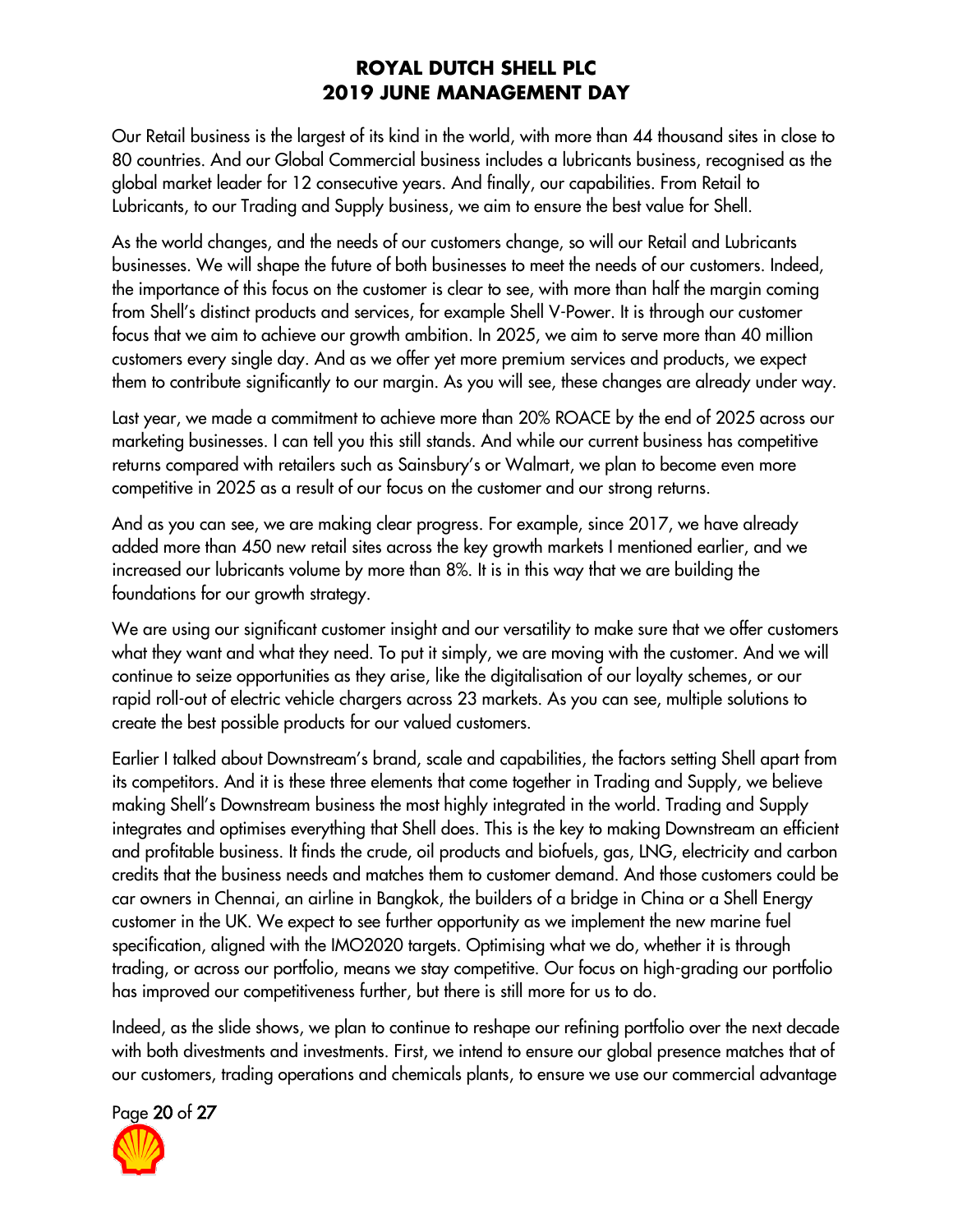Our Retail business is the largest of its kind in the world, with more than 44 thousand sites in close to 80 countries. And our Global Commercial business includes a lubricants business, recognised as the global market leader for 12 consecutive years. And finally, our capabilities. From Retail to Lubricants, to our Trading and Supply business, we aim to ensure the best value for Shell.

As the world changes, and the needs of our customers change, so will our Retail and Lubricants businesses. We will shape the future of both businesses to meet the needs of our customers. Indeed, the importance of this focus on the customer is clear to see, with more than half the margin coming from Shell's distinct products and services, for example Shell V-Power. It is through our customer focus that we aim to achieve our growth ambition. In 2025, we aim to serve more than 40 million customers every single day. And as we offer yet more premium services and products, we expect them to contribute significantly to our margin. As you will see, these changes are already under way.

Last year, we made a commitment to achieve more than 20% ROACE by the end of 2025 across our marketing businesses. I can tell you this still stands. And while our current business has competitive returns compared with retailers such as Sainsbury's or Walmart, we plan to become even more competitive in 2025 as a result of our focus on the customer and our strong returns.

And as you can see, we are making clear progress. For example, since 2017, we have already added more than 450 new retail sites across the key growth markets I mentioned earlier, and we increased our lubricants volume by more than 8%. It is in this way that we are building the foundations for our growth strategy.

We are using our significant customer insight and our versatility to make sure that we offer customers what they want and what they need. To put it simply, we are moving with the customer. And we will continue to seize opportunities as they arise, like the digitalisation of our loyalty schemes, or our rapid roll-out of electric vehicle chargers across 23 markets. As you can see, multiple solutions to create the best possible products for our valued customers.

Earlier I talked about Downstream's brand, scale and capabilities, the factors setting Shell apart from its competitors. And it is these three elements that come together in Trading and Supply, we believe making Shell's Downstream business the most highly integrated in the world. Trading and Supply integrates and optimises everything that Shell does. This is the key to making Downstream an efficient and profitable business. It finds the crude, oil products and biofuels, gas, LNG, electricity and carbon credits that the business needs and matches them to customer demand. And those customers could be car owners in Chennai, an airline in Bangkok, the builders of a bridge in China or a Shell Energy customer in the UK. We expect to see further opportunity as we implement the new marine fuel specification, aligned with the IMO2020 targets. Optimising what we do, whether it is through trading, or across our portfolio, means we stay competitive. Our focus on high-grading our portfolio has improved our competitiveness further, but there is still more for us to do.

Indeed, as the slide shows, we plan to continue to reshape our refining portfolio over the next decade with both divestments and investments. First, we intend to ensure our global presence matches that of our customers, trading operations and chemicals plants, to ensure we use our commercial advantage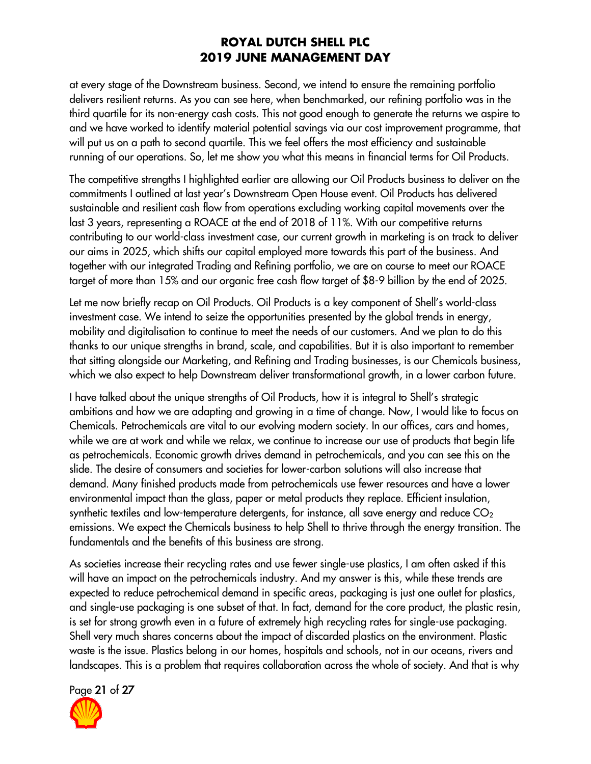at every stage of the Downstream business. Second, we intend to ensure the remaining portfolio delivers resilient returns. As you can see here, when benchmarked, our refining portfolio was in the third quartile for its non-energy cash costs. This not good enough to generate the returns we aspire to and we have worked to identify material potential savings via our cost improvement programme, that will put us on a path to second quartile. This we feel offers the most efficiency and sustainable running of our operations. So, let me show you what this means in financial terms for Oil Products.

The competitive strengths I highlighted earlier are allowing our Oil Products business to deliver on the commitments I outlined at last year's Downstream Open House event. Oil Products has delivered sustainable and resilient cash flow from operations excluding working capital movements over the last 3 years, representing a ROACE at the end of 2018 of 11%. With our competitive returns contributing to our world-class investment case, our current growth in marketing is on track to deliver our aims in 2025, which shifts our capital employed more towards this part of the business. And together with our integrated Trading and Refining portfolio, we are on course to meet our ROACE target of more than 15% and our organic free cash flow target of $8-9 billion by the end of 2025.

Let me now briefly recap on Oil Products. Oil Products is a key component of Shell's world-class investment case. We intend to seize the opportunities presented by the global trends in energy, mobility and digitalisation to continue to meet the needs of our customers. And we plan to do this thanks to our unique strengths in brand, scale, and capabilities. But it is also important to remember that sitting alongside our Marketing, and Refining and Trading businesses, is our Chemicals business, which we also expect to help Downstream deliver transformational growth, in a lower carbon future.

I have talked about the unique strengths of Oil Products, how it is integral to Shell's strategic ambitions and how we are adapting and growing in a time of change. Now, I would like to focus on Chemicals. Petrochemicals are vital to our evolving modern society. In our offices, cars and homes, while we are at work and while we relax, we continue to increase our use of products that begin life as petrochemicals. Economic growth drives demand in petrochemicals, and you can see this on the slide. The desire of consumers and societies for lower-carbon solutions will also increase that demand. Many finished products made from petrochemicals use fewer resources and have a lower environmental impact than the glass, paper or metal products they replace. Efficient insulation, synthetic textiles and low-temperature detergents, for instance, all save energy and reduce $CO_2$ emissions. We expect the Chemicals business to help Shell to thrive through the energy transition. The fundamentals and the benefits of this business are strong.

As societies increase their recycling rates and use fewer single-use plastics, I am often asked if this will have an impact on the petrochemicals industry. And my answer is this, while these trends are expected to reduce petrochemical demand in specific areas, packaging is just one outlet for plastics, and single-use packaging is one subset of that. In fact, demand for the core product, the plastic resin, is set for strong growth even in a future of extremely high recycling rates for single-use packaging. Shell very much shares concerns about the impact of discarded plastics on the environment. Plastic waste is the issue. Plastics belong in our homes, hospitals and schools, not in our oceans, rivers and landscapes. This is a problem that requires collaboration across the whole of society. And that is why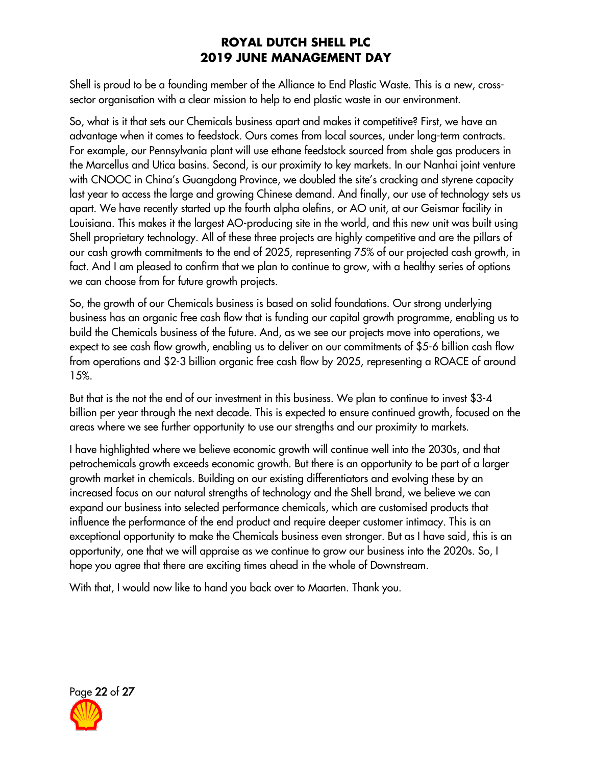Shell is proud to be a founding member of the Alliance to End Plastic Waste. This is a new, cross-sector organisation with a clear mission to help to end plastic waste in our environment.

So, what is it that sets our Chemicals business apart and makes it competitive? First, we have an advantage when it comes to feedstock. Ours comes from local sources, under long-term contracts. For example, our Pennsylvania plant will use ethane feedstock sourced from shale gas producers in the Marcellus and Utica basins. Second, is our proximity to key markets. In our Nanhai joint venture with CNOOC in China's Guangdong Province, we doubled the site's cracking and styrene capacity last year to access the large and growing Chinese demand. And finally, our use of technology sets us apart. We have recently started up the fourth alpha olefins, or AO unit, at our Geismar facility in Louisiana. This makes it the largest AO-producing site in the world, and this new unit was built using Shell proprietary technology. All of these three projects are highly competitive and are the pillars of our cash growth commitments to the end of 2025, representing 75% of our projected cash growth, in fact. And I am pleased to confirm that we plan to continue to grow, with a healthy series of options we can choose from for future growth projects.

So, the growth of our Chemicals business is based on solid foundations. Our strong underlying business has an organic free cash flow that is funding our capital growth programme, enabling us to build the Chemicals business of the future. And, as we see our projects move into operations, we expect to see cash flow growth, enabling us to deliver on our commitments of $5-6 billion cash flow from operations and $2-3 billion organic free cash flow by 2025, representing a ROACE of around 15%.

But that is the not the end of our investment in this business. We plan to continue to invest $3-4 billion per year through the next decade. This is expected to ensure continued growth, focused on the areas where we see further opportunity to use our strengths and our proximity to markets.

I have highlighted where we believe economic growth will continue well into the 2030s, and that petrochemicals growth exceeds economic growth. But there is an opportunity to be part of a larger growth market in chemicals. Building on our existing differentiators and evolving these by an increased focus on our natural strengths of technology and the Shell brand, we believe we can expand our business into selected performance chemicals, which are customised products that influence the performance of the end product and require deeper customer intimacy. This is an exceptional opportunity to make the Chemicals business even stronger. But as I have said, this is an opportunity, one that we will appraise as we continue to grow our business into the 2020s. So, I hope you agree that there are exciting times ahead in the whole of Downstream.

With that, I would now like to hand you back over to Maarten. Thank you.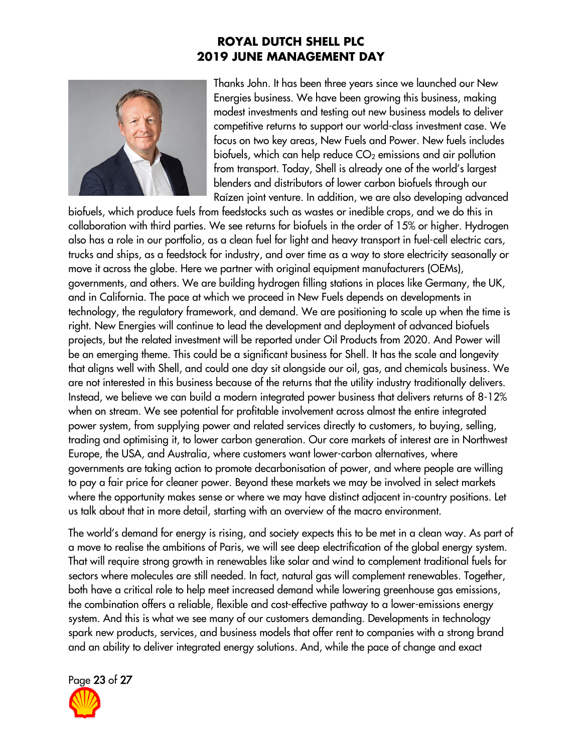# ROYAL DUTCH SHELL PLC
# 2019 JUNE MANAGEMENT DAY

Thanks John. It has been three years since we launched our New Energies business. We have been growing this business, making modest investments and testing out new business models to deliver competitive returns to support our world-class investment case. We focus on two key areas, New Fuels and Power. New fuels includes biofuels, which can help reduce $CO_2$ emissions and air pollution from transport. Today, Shell is already one of the world's largest blenders and distributors of lower carbon biofuels through our Raízen joint venture. In addition, we are also developing advanced biofuels, which produce fuels from feedstocks such as wastes or inedible crops, and we do this in collaboration with third parties. We see returns for biofuels in the order of 15% or higher. Hydrogen also has a role in our portfolio, as a clean fuel for light and heavy transport in fuel-cell electric cars, trucks and ships, as a feedstock for industry, and over time as a way to store electricity seasonally or move it across the globe. Here we partner with original equipment manufacturers (OEMs), governments, and others. We are building hydrogen filling stations in places like Germany, the UK, and in California. The pace at which we proceed in New Fuels depends on developments in technology, the regulatory framework, and demand. We are positioning to scale up when the time is right. New Energies will continue to lead the development and deployment of advanced biofuels projects, but the related investment will be reported under Oil Products from 2020. And Power will be an emerging theme. This could be a significant business for Shell. It has the scale and longevity that aligns well with Shell, and could one day sit alongside our oil, gas, and chemicals business. We are not interested in this business because of the returns that the utility industry traditionally delivers. Instead, we believe we can build a modern integrated power business that delivers returns of 8-12% when on stream. We see potential for profitable involvement across almost the entire integrated power system, from supplying power and related services directly to customers, to buying, selling, trading and optimising it, to lower carbon generation. Our core markets of interest are in Northwest Europe, the USA, and Australia, where customers want lower-carbon alternatives, where governments are taking action to promote decarbonisation of power, and where people are willing to pay a fair price for cleaner power. Beyond these markets we may be involved in select markets where the opportunity makes sense or where we may have distinct adjacent in-country positions. Let us talk about that in more detail, starting with an overview of the macro environment.

The world's demand for energy is rising, and society expects this to be met in a clean way. As part of a move to realise the ambitions of Paris, we will see deep electrification of the global energy system. That will require strong growth in renewables like solar and wind to complement traditional fuels for sectors where molecules are still needed. In fact, natural gas will complement renewables. Together, both have a critical role to help meet increased demand while lowering greenhouse gas emissions, the combination offers a reliable, flexible and cost-effective pathway to a lower-emissions energy system. And this is what we see many of our customers demanding. Developments in technology spark new products, services, and business models that offer rent to companies with a strong brand and an ability to deliver integrated energy solutions. And, while the pace of change and exact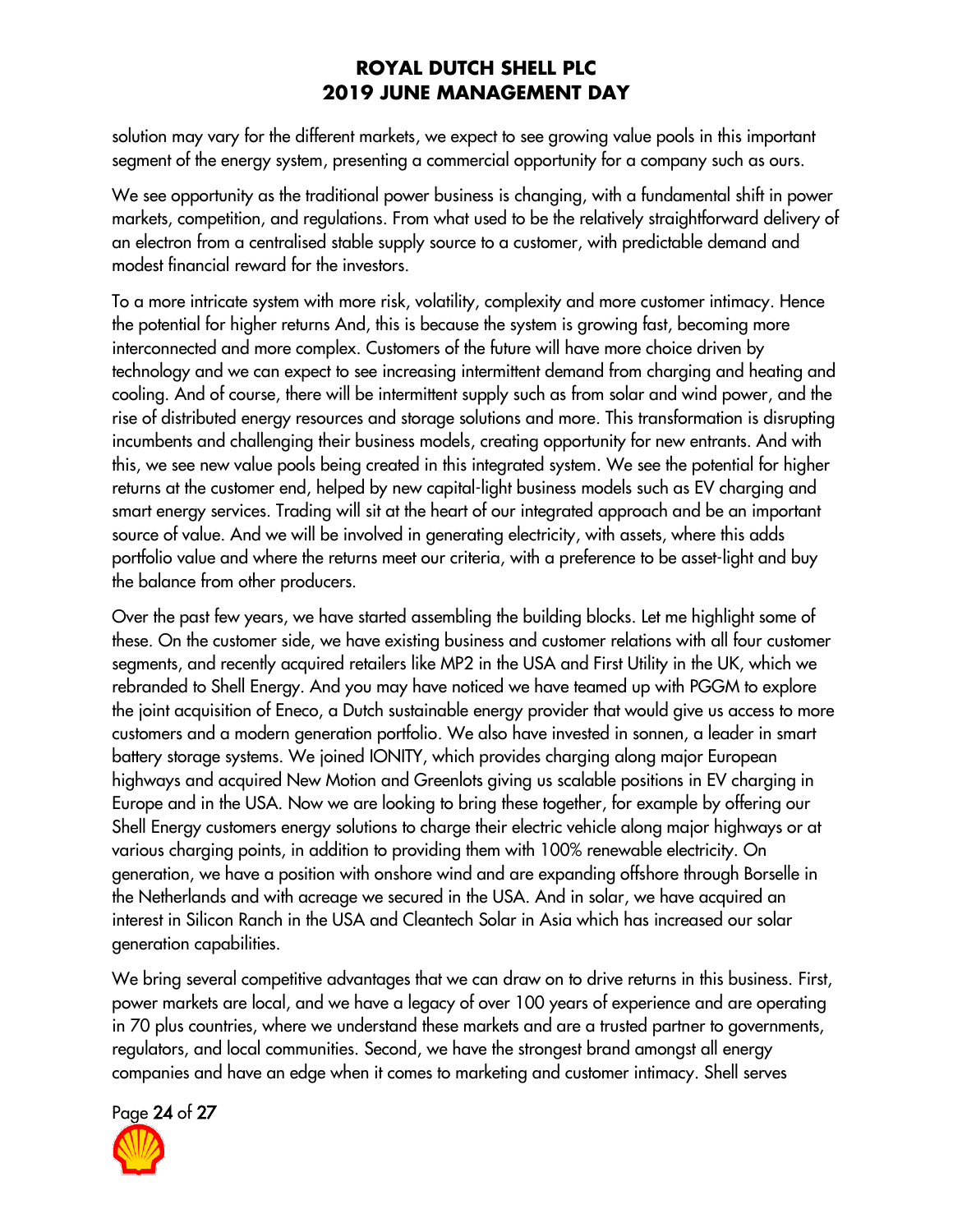solution may vary for the different markets, we expect to see growing value pools in this important segment of the energy system, presenting a commercial opportunity for a company such as ours.

We see opportunity as the traditional power business is changing, with a fundamental shift in power markets, competition, and regulations. From what used to be the relatively straightforward delivery of an electron from a centralised stable supply source to a customer, with predictable demand and modest financial reward for the investors.

To a more intricate system with more risk, volatility, complexity and more customer intimacy. Hence the potential for higher returns And, this is because the system is growing fast, becoming more interconnected and more complex. Customers of the future will have more choice driven by technology and we can expect to see increasing intermittent demand from charging and heating and cooling. And of course, there will be intermittent supply such as from solar and wind power, and the rise of distributed energy resources and storage solutions and more. This transformation is disrupting incumbents and challenging their business models, creating opportunity for new entrants. And with this, we see new value pools being created in this integrated system. We see the potential for higher returns at the customer end, helped by new capital-light business models such as EV charging and smart energy services. Trading will sit at the heart of our integrated approach and be an important source of value. And we will be involved in generating electricity, with assets, where this adds portfolio value and where the returns meet our criteria, with a preference to be asset-light and buy the balance from other producers.

Over the past few years, we have started assembling the building blocks. Let me highlight some of these. On the customer side, we have existing business and customer relations with all four customer segments, and recently acquired retailers like MP2 in the USA and First Utility in the UK, which we rebranded to Shell Energy. And you may have noticed we have teamed up with PGGM to explore the joint acquisition of Eneco, a Dutch sustainable energy provider that would give us access to more customers and a modern generation portfolio. We also have invested in sonnen, a leader in smart battery storage systems. We joined IONITY, which provides charging along major European highways and acquired New Motion and Greenlots giving us scalable positions in EV charging in Europe and in the USA. Now we are looking to bring these together, for example by offering our Shell Energy customers energy solutions to charge their electric vehicle along major highways or at various charging points, in addition to providing them with 100% renewable electricity. On generation, we have a position with onshore wind and are expanding offshore through Borselle in the Netherlands and with acreage we secured in the USA. And in solar, we have acquired an interest in Silicon Ranch in the USA and Cleantech Solar in Asia which has increased our solar generation capabilities.

We bring several competitive advantages that we can draw on to drive returns in this business. First, power markets are local, and we have a legacy of over 100 years of experience and are operating in 70 plus countries, where we understand these markets and are a trusted partner to governments, regulators, and local communities. Second, we have the strongest brand amongst all energy companies and have an edge when it comes to marketing and customer intimacy. Shell serves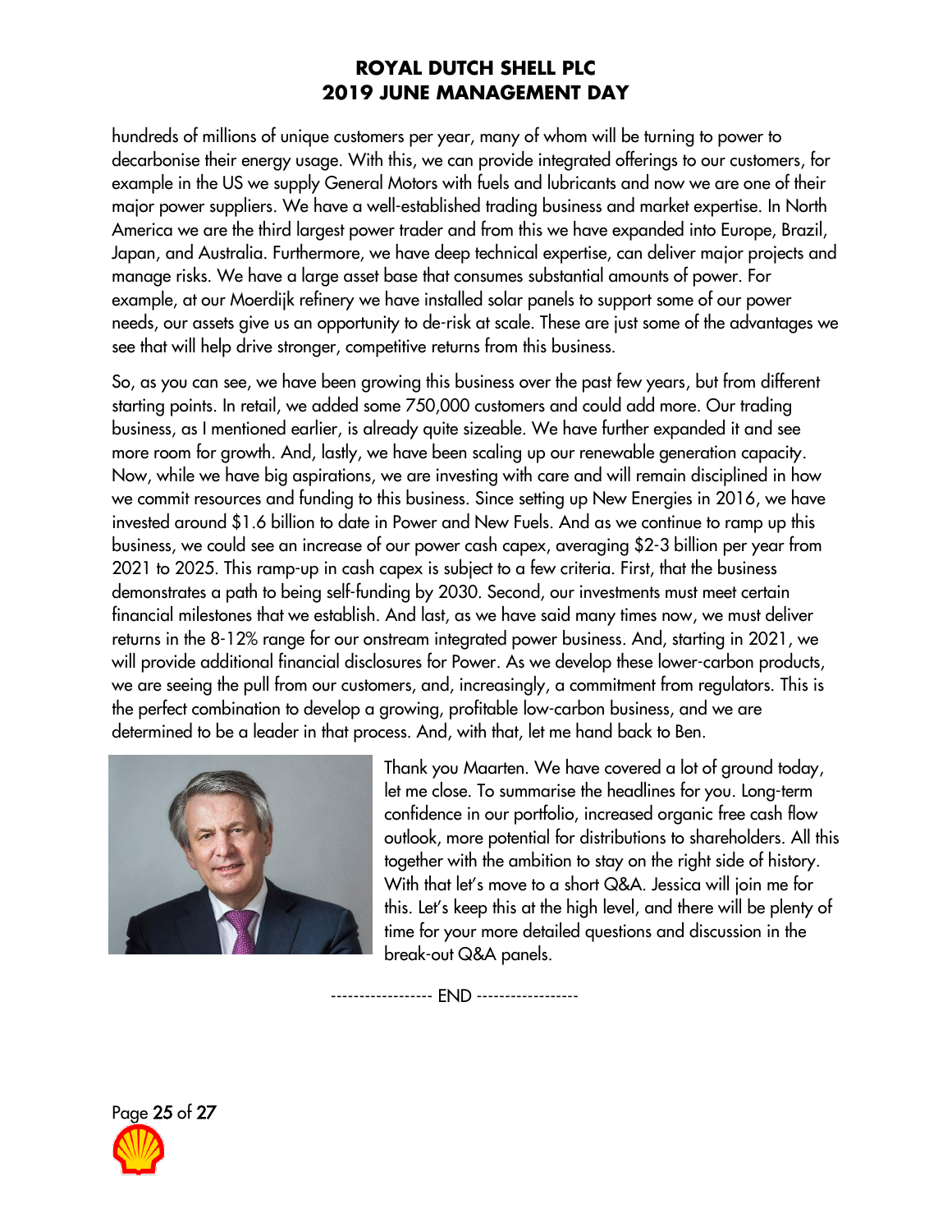hundreds of millions of unique customers per year, many of whom will be turning to power to decarbonise their energy usage. With this, we can provide integrated offerings to our customers, for example in the US we supply General Motors with fuels and lubricants and now we are one of their major power suppliers. We have a well-established trading business and market expertise. In North America we are the third largest power trader and from this we have expanded into Europe, Brazil, Japan, and Australia. Furthermore, we have deep technical expertise, can deliver major projects and manage risks. We have a large asset base that consumes substantial amounts of power. For example, at our Moerdijk refinery we have installed solar panels to support some of our power needs, our assets give us an opportunity to de-risk at scale. These are just some of the advantages we see that will help drive stronger, competitive returns from this business.

So, as you can see, we have been growing this business over the past few years, but from different starting points. In retail, we added some 750,000 customers and could add more. Our trading business, as I mentioned earlier, is already quite sizeable. We have further expanded it and see more room for growth. And, lastly, we have been scaling up our renewable generation capacity. Now, while we have big aspirations, we are investing with care and will remain disciplined in how we commit resources and funding to this business. Since setting up New Energies in 2016, we have invested around $1.6 billion to date in Power and New Fuels. And as we continue to ramp up this business, we could see an increase of our power cash capex, averaging $2-3 billion per year from 2021 to 2025. This ramp-up in cash capex is subject to a few criteria. First, that the business demonstrates a path to being self-funding by 2030. Second, our investments must meet certain financial milestones that we establish. And last, as we have said many times now, we must deliver returns in the 8-12% range for our onstream integrated power business. And, starting in 2021, we will provide additional financial disclosures for Power. As we develop these lower-carbon products, we are seeing the pull from our customers, and, increasingly, a commitment from regulators. This is the perfect combination to develop a growing, profitable low-carbon business, and we are determined to be a leader in that process. And, with that, let me hand back to Ben.

Thank you Maarten. We have covered a lot of ground today, let me close. To summarise the headlines for you. Long-term confidence in our portfolio, increased organic free cash flow outlook, more potential for distributions to shareholders. All this together with the ambition to stay on the right side of history. With that let's move to a short Q&A. Jessica will join me for this. Let's keep this at the high level, and there will be plenty of time for your more detailed questions and discussion in the break-out Q&A panels.

------------------ END ------------------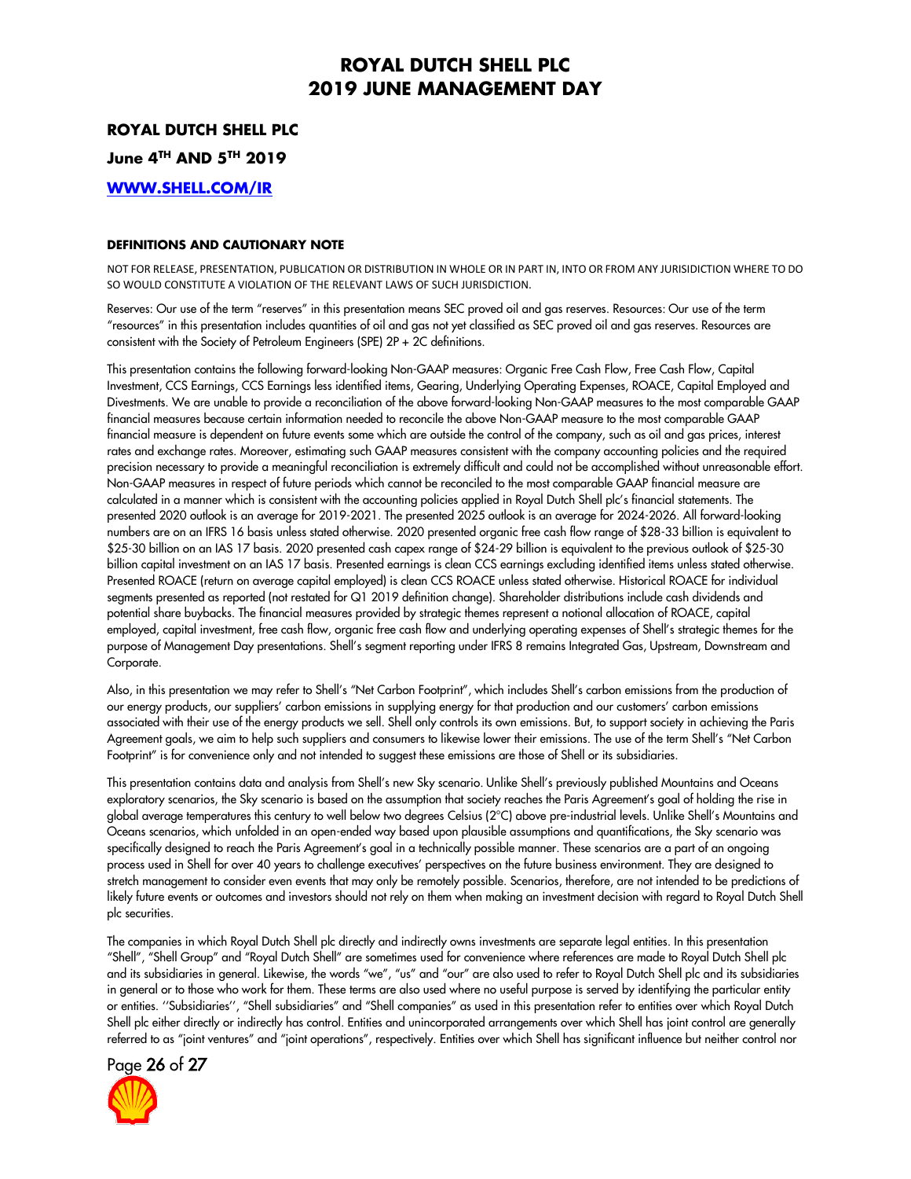# ROYAL DUTCH SHELL PLC 2019 JUNE MANAGEMENT DAY

**ROYAL DUTCH SHELL PLC**

**June 4TH AND 5TH 2019**

**[WWW.SHELL.COM/IR](http://WWW.SHELL.COM/IR)**

### DEFINITIONS AND CAUTIONARY NOTE

NOT FOR RELEASE, PRESENTATION, PUBLICATION OR DISTRIBUTION IN WHOLE OR IN PART IN, INTO OR FROM ANY JURISIDICTION WHERE TO DO SO WOULD CONSTITUTE A VIOLATION OF THE RELEVANT LAWS OF SUCH JURISDICTION.

Reserves: Our use of the term "reserves" in this presentation means SEC proved oil and gas reserves. Resources: Our use of the term "resources" in this presentation includes quantities of oil and gas not yet classified as SEC proved oil and gas reserves. Resources are consistent with the Society of Petroleum Engineers (SPE) 2P + 2C definitions.

This presentation contains the following forward-looking Non-GAAP measures: Organic Free Cash Flow, Free Cash Flow, Capital Investment, CCS Earnings, CCS Earnings less identified items, Gearing, Underlying Operating Expenses, ROACE, Capital Employed and Divestments. We are unable to provide a reconciliation of the above forward-looking Non-GAAP measures to the most comparable GAAP financial measures because certain information needed to reconcile the above Non-GAAP measure to the most comparable GAAP financial measure is dependent on future events some which are outside the control of the company, such as oil and gas prices, interest rates and exchange rates. Moreover, estimating such GAAP measures consistent with the company accounting policies and the required precision necessary to provide a meaningful reconciliation is extremely difficult and could not be accomplished without unreasonable effort. Non-GAAP measures in respect of future periods which cannot be reconciled to the most comparable GAAP financial measure are calculated in a manner which is consistent with the accounting policies applied in Royal Dutch Shell plc's financial statements. The presented 2020 outlook is an average for 2019-2021. The presented 2025 outlook is an average for 2024-2026. All forward-looking numbers are on an IFRS 16 basis unless stated otherwise. 2020 presented organic free cash flow range of $28-33 billion is equivalent to $25-30 billion on an IAS 17 basis. 2020 presented cash capex range of $24-29 billion is equivalent to the previous outlook of $25-30 billion capital investment on an IAS 17 basis. Presented earnings is clean CCS earnings excluding identified items unless stated otherwise. Presented ROACE (return on average capital employed) is clean CCS ROACE unless stated otherwise. Historical ROACE for individual segments presented as reported (not restated for Q1 2019 definition change). Shareholder distributions include cash dividends and potential share buybacks. The financial measures provided by strategic themes represent a notional allocation of ROACE, capital employed, capital investment, free cash flow, organic free cash flow and underlying operating expenses of Shell's strategic themes for the purpose of Management Day presentations. Shell's segment reporting under IFRS 8 remains Integrated Gas, Upstream, Downstream and Corporate.

Also, in this presentation we may refer to Shell's "Net Carbon Footprint", which includes Shell's carbon emissions from the production of our energy products, our suppliers' carbon emissions in supplying energy for that production and our customers' carbon emissions associated with their use of the energy products we sell. Shell only controls its own emissions. But, to support society in achieving the Paris Agreement goals, we aim to help such suppliers and consumers to likewise lower their emissions. The use of the term Shell's "Net Carbon Footprint" is for convenience only and not intended to suggest these emissions are those of Shell or its subsidiaries.

This presentation contains data and analysis from Shell's new Sky scenario. Unlike Shell's previously published Mountains and Oceans exploratory scenarios, the Sky scenario is based on the assumption that society reaches the Paris Agreement's goal of holding the rise in global average temperatures this century to well below two degrees Celsius (2°C) above pre-industrial levels. Unlike Shell's Mountains and Oceans scenarios, which unfolded in an open-ended way based upon plausible assumptions and quantifications, the Sky scenario was specifically designed to reach the Paris Agreement's goal in a technically possible manner. These scenarios are a part of an ongoing process used in Shell for over 40 years to challenge executives' perspectives on the future business environment. They are designed to stretch management to consider even events that may only be remotely possible. Scenarios, therefore, are not intended to be predictions of likely future events or outcomes and investors should not rely on them when making an investment decision with regard to Royal Dutch Shell plc securities.

The companies in which Royal Dutch Shell plc directly and indirectly owns investments are separate legal entities. In this presentation "Shell", "Shell Group" and "Royal Dutch Shell" are sometimes used for convenience where references are made to Royal Dutch Shell plc and its subsidiaries in general. Likewise, the words "we", "us" and "our" are also used to refer to Royal Dutch Shell plc and its subsidiaries in general or to those who work for them. These terms are also used where no useful purpose is served by identifying the particular entity or entities. ''Subsidiaries'', "Shell subsidiaries" and "Shell companies" as used in this presentation refer to entities over which Royal Dutch Shell plc either directly or indirectly has control. Entities and unincorporated arrangements over which Shell has joint control are generally referred to as "joint ventures" and "joint operations", respectively. Entities over which Shell has significant influence but neither control nor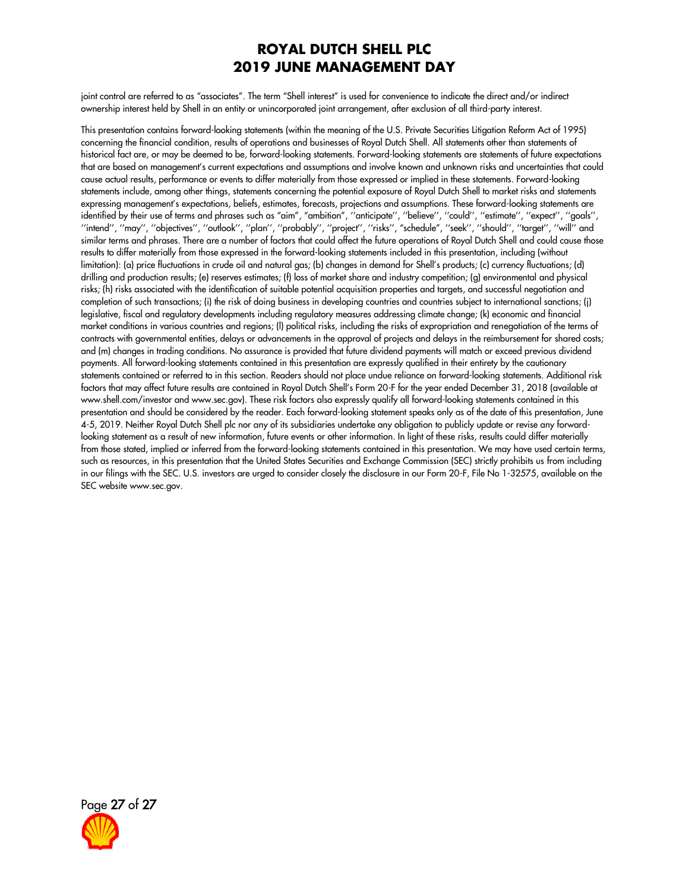joint control are referred to as "associates". The term "Shell interest" is used for convenience to indicate the direct and/or indirect ownership interest held by Shell in an entity or unincorporated joint arrangement, after exclusion of all third-party interest.

This presentation contains forward-looking statements (within the meaning of the U.S. Private Securities Litigation Reform Act of 1995) concerning the financial condition, results of operations and businesses of Royal Dutch Shell. All statements other than statements of historical fact are, or may be deemed to be, forward-looking statements. Forward-looking statements are statements of future expectations that are based on management's current expectations and assumptions and involve known and unknown risks and uncertainties that could cause actual results, performance or events to differ materially from those expressed or implied in these statements. Forward-looking statements include, among other things, statements concerning the potential exposure of Royal Dutch Shell to market risks and statements expressing management's expectations, beliefs, estimates, forecasts, projections and assumptions. These forward-looking statements are identified by their use of terms and phrases such as "aim", "ambition", ''anticipate'', ''believe'', ''could'', ''estimate'', ''expect'', ''goals'', ''intend'', ''may'', ''objectives'', ''outlook'', ''plan'', ''probably'', ''project'', ''risks'', "schedule", ''seek'', ''should'', ''target'', ''will'' and similar terms and phrases. There are a number of factors that could affect the future operations of Royal Dutch Shell and could cause those results to differ materially from those expressed in the forward-looking statements included in this presentation, including (without limitation): (a) price fluctuations in crude oil and natural gas; (b) changes in demand for Shell's products; (c) currency fluctuations; (d) drilling and production results; (e) reserves estimates; (f) loss of market share and industry competition; (g) environmental and physical risks; (h) risks associated with the identification of suitable potential acquisition properties and targets, and successful negotiation and completion of such transactions; (i) the risk of doing business in developing countries and countries subject to international sanctions; (j) legislative, fiscal and regulatory developments including regulatory measures addressing climate change; (k) economic and financial market conditions in various countries and regions; (l) political risks, including the risks of expropriation and renegotiation of the terms of contracts with governmental entities, delays or advancements in the approval of projects and delays in the reimbursement for shared costs; and (m) changes in trading conditions. No assurance is provided that future dividend payments will match or exceed previous dividend payments. All forward-looking statements contained in this presentation are expressly qualified in their entirety by the cautionary statements contained or referred to in this section. Readers should not place undue reliance on forward-looking statements. Additional risk factors that may affect future results are contained in Royal Dutch Shell's Form 20-F for the year ended December 31, 2018 (available at www.shell.com/investor and www.sec.gov). These risk factors also expressly qualify all forward-looking statements contained in this presentation and should be considered by the reader. Each forward-looking statement speaks only as of the date of this presentation, June 4-5, 2019. Neither Royal Dutch Shell plc nor any of its subsidiaries undertake any obligation to publicly update or revise any forward-looking statement as a result of new information, future events or other information. In light of these risks, results could differ materially from those stated, implied or inferred from the forward-looking statements contained in this presentation. We may have used certain terms, such as resources, in this presentation that the United States Securities and Exchange Commission (SEC) strictly prohibits us from including in our filings with the SEC. U.S. investors are urged to consider closely the disclosure in our Form 20-F, File No 1-32575, available on the SEC website www.sec.gov.